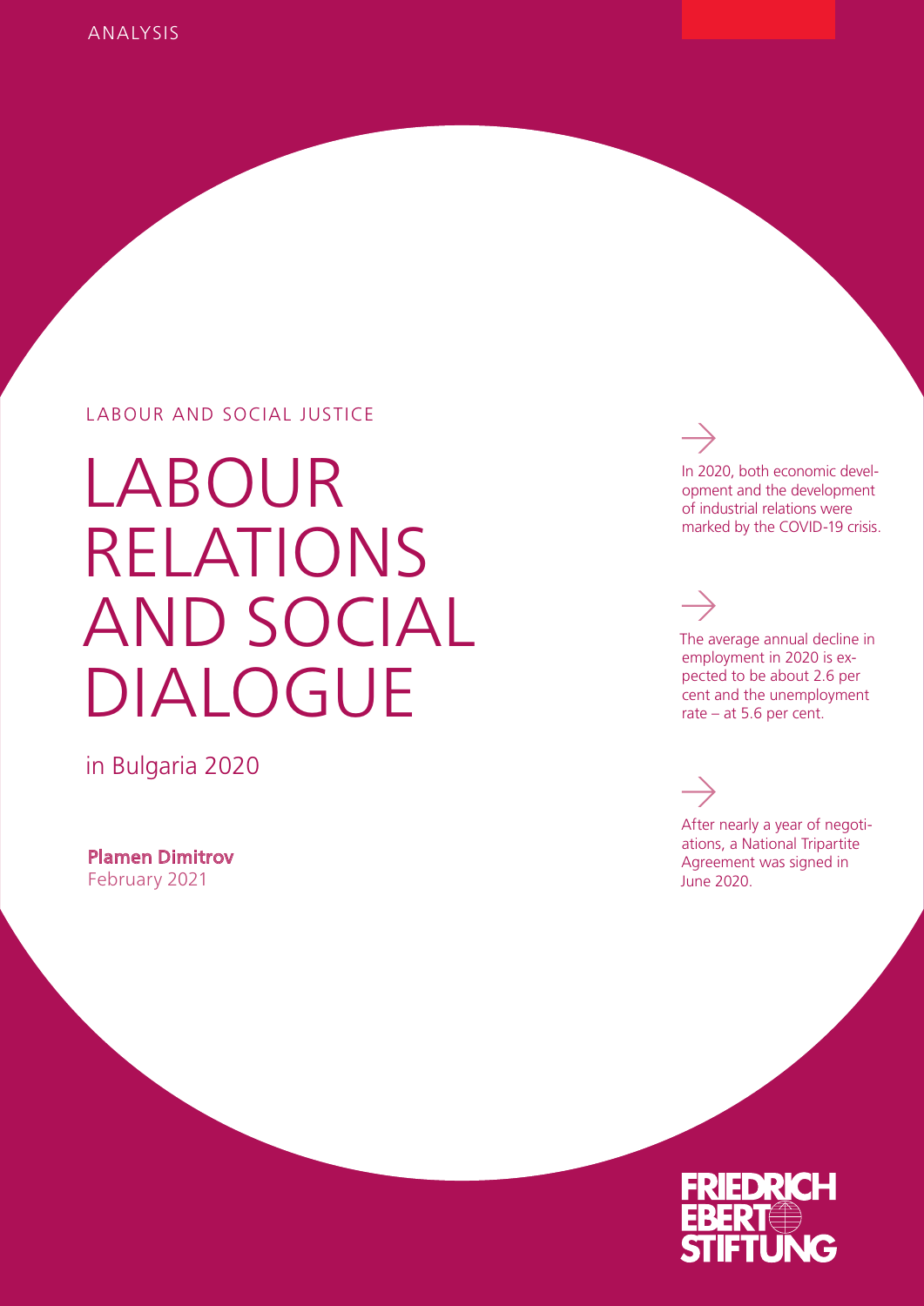ANALYSIS

LABOUR AND SOCIAL JUSTICE

# LABOUR RELATIONS AND SOCIAL DIALOGUE

in Bulgaria 2020

**Plamen Dimitrov**
February 2021

→ In 2020, both economic development and the development of industrial relations were marked by the COVID-19 crisis.

→ The average annual decline in employment in 2020 is expected to be about 2.6 per cent and the unemployment rate – at 5.6 per cent.

→ After nearly a year of negotiations, a National Tripartite Agreement was signed in June 2020.

FRIEDRICH EBERT STIFTUNG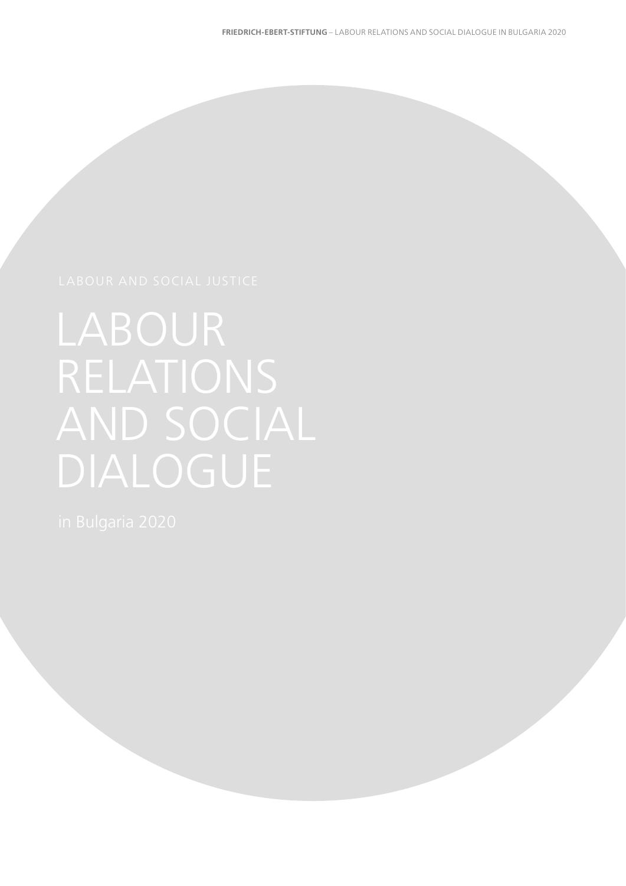LABOUR AND SOCIAL JUSTICE

# LABOUR RELATIONS AND SOCIAL DIALOGUE

in Bulgaria 2020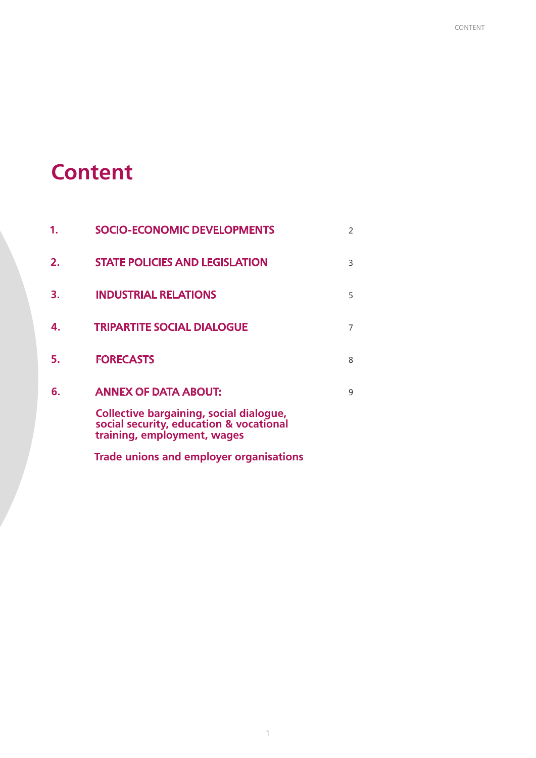# Content

| | | |
|---|---|---|
| **1.** | **SOCIO-ECONOMIC DEVELOPMENTS** | 2 |
| **2.** | **STATE POLICIES AND LEGISLATION** | 3 |
| **3.** | **INDUSTRIAL RELATIONS** | 5 |
| **4.** | **TRIPARTITE SOCIAL DIALOGUE** | 7 |
| **5.** | **FORECASTS** | 8 |
| **6.** | **ANNEX OF DATA ABOUT:** | 9 |
| | **Collective bargaining, social dialogue, social security, education & vocational training, employment, wages** | |
| | **Trade unions and employer organisations** | |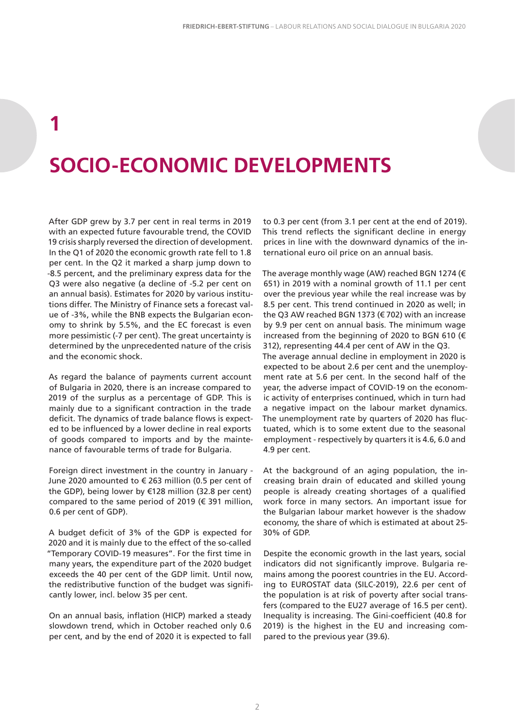# 1

# SOCIO-ECONOMIC DEVELOPMENTS

After GDP grew by 3.7 per cent in real terms in 2019 with an expected future favourable trend, the COVID 19 crisis sharply reversed the direction of development. In the Q1 of 2020 the economic growth rate fell to 1.8 per cent. In the Q2 it marked a sharp jump down to -8.5 percent, and the preliminary express data for the Q3 were also negative (a decline of -5.2 per cent on an annual basis). Estimates for 2020 by various institutions differ. The Ministry of Finance sets a forecast value of -3%, while the BNB expects the Bulgarian economy to shrink by 5.5%, and the EC forecast is even more pessimistic (-7 per cent). The great uncertainty is determined by the unprecedented nature of the crisis and the economic shock.

As regard the balance of payments current account of Bulgaria in 2020, there is an increase compared to 2019 of the surplus as a percentage of GDP. This is mainly due to a significant contraction in the trade deficit. The dynamics of trade balance flows is expected to be influenced by a lower decline in real exports of goods compared to imports and by the maintenance of favourable terms of trade for Bulgaria.

Foreign direct investment in the country in January - June 2020 amounted to € 263 million (0.5 per cent of the GDP), being lower by €128 million (32.8 per cent) compared to the same period of 2019 (€ 391 million, 0.6 per cent of GDP).

A budget deficit of 3% of the GDP is expected for 2020 and it is mainly due to the effect of the so-called "Temporary COVID-19 measures". For the first time in many years, the expenditure part of the 2020 budget exceeds the 40 per cent of the GDP limit. Until now, the redistributive function of the budget was significantly lower, incl. below 35 per cent.

On an annual basis, inflation (HICP) marked a steady slowdown trend, which in October reached only 0.6 per cent, and by the end of 2020 it is expected to fall to 0.3 per cent (from 3.1 per cent at the end of 2019). This trend reflects the significant decline in energy prices in line with the downward dynamics of the international euro oil price on an annual basis.

The average monthly wage (AW) reached BGN 1274 (€ 651) in 2019 with a nominal growth of 11.1 per cent over the previous year while the real increase was by 8.5 per cent. This trend continued in 2020 as well; in the Q3 AW reached BGN 1373 (€ 702) with an increase by 9.9 per cent on annual basis. The minimum wage increased from the beginning of 2020 to BGN 610 (€ 312), representing 44.4 per cent of AW in the Q3.

The average annual decline in employment in 2020 is expected to be about 2.6 per cent and the unemployment rate at 5.6 per cent. In the second half of the year, the adverse impact of COVID-19 on the economic activity of enterprises continued, which in turn had a negative impact on the labour market dynamics. The unemployment rate by quarters of 2020 has fluctuated, which is to some extent due to the seasonal employment - respectively by quarters it is 4.6, 6.0 and 4.9 per cent.

At the background of an aging population, the increasing brain drain of educated and skilled young people is already creating shortages of a qualified work force in many sectors. An important issue for the Bulgarian labour market however is the shadow economy, the share of which is estimated at about 25-30% of GDP.

Despite the economic growth in the last years, social indicators did not significantly improve. Bulgaria remains among the poorest countries in the EU. According to EUROSTAT data (SILC-2019), 22.6 per cent of the population is at risk of poverty after social transfers (compared to the EU27 average of 16.5 per cent). Inequality is increasing. The Gini-coefficient (40.8 for 2019) is the highest in the EU and increasing compared to the previous year (39.6).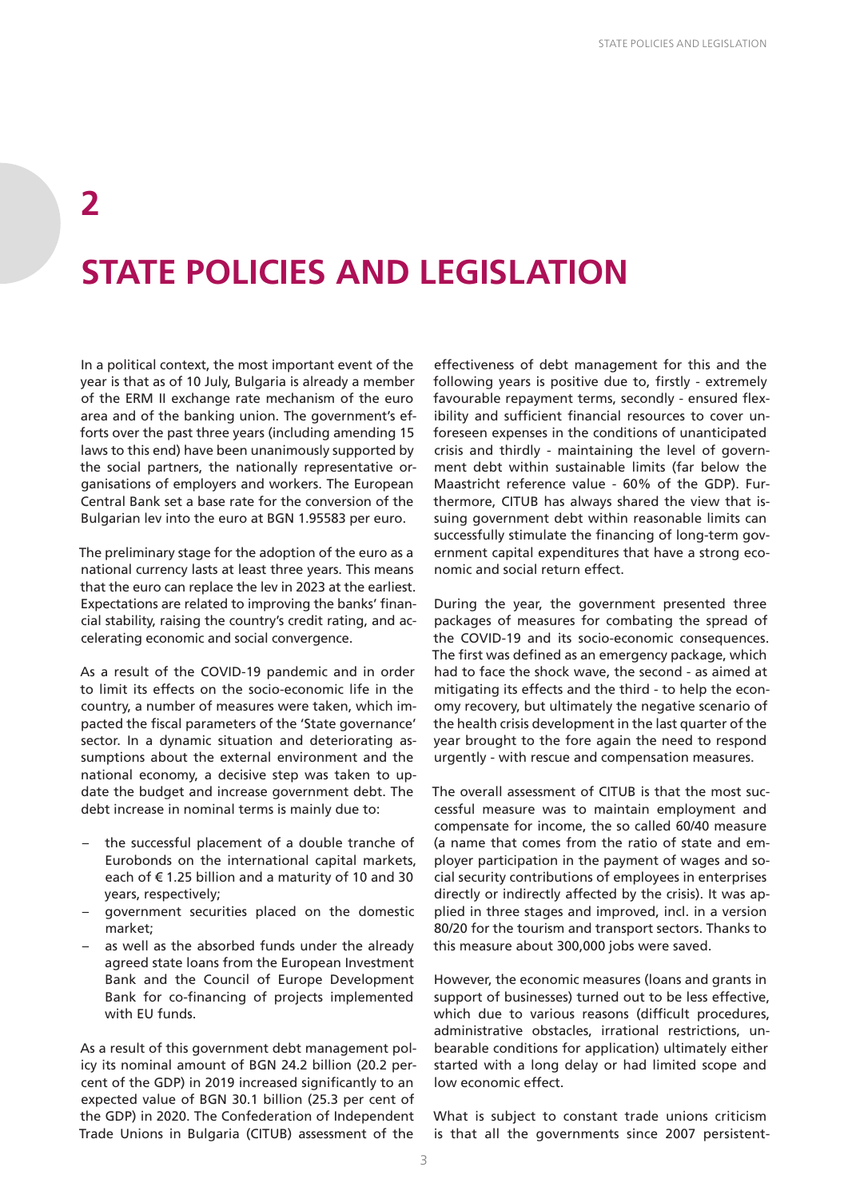# 2

# STATE POLICIES AND LEGISLATION

In a political context, the most important event of the year is that as of 10 July, Bulgaria is already a member of the ERM II exchange rate mechanism of the euro area and of the banking union. The government's efforts over the past three years (including amending 15 laws to this end) have been unanimously supported by the social partners, the nationally representative organisations of employers and workers. The European Central Bank set a base rate for the conversion of the Bulgarian lev into the euro at BGN 1.95583 per euro.

The preliminary stage for the adoption of the euro as a national currency lasts at least three years. This means that the euro can replace the lev in 2023 at the earliest. Expectations are related to improving the banks' financial stability, raising the country's credit rating, and accelerating economic and social convergence.

As a result of the COVID-19 pandemic and in order to limit its effects on the socio-economic life in the country, a number of measures were taken, which impacted the fiscal parameters of the 'State governance' sector. In a dynamic situation and deteriorating assumptions about the external environment and the national economy, a decisive step was taken to update the budget and increase government debt. The debt increase in nominal terms is mainly due to:

- the successful placement of a double tranche of Eurobonds on the international capital markets, each of € 1.25 billion and a maturity of 10 and 30 years, respectively;
- government securities placed on the domestic market;
- as well as the absorbed funds under the already agreed state loans from the European Investment Bank and the Council of Europe Development Bank for co-financing of projects implemented with EU funds.

As a result of this government debt management policy its nominal amount of BGN 24.2 billion (20.2 per cent of the GDP) in 2019 increased significantly to an expected value of BGN 30.1 billion (25.3 per cent of the GDP) in 2020. The Confederation of Independent Trade Unions in Bulgaria (CITUB) assessment of the effectiveness of debt management for this and the following years is positive due to, firstly - extremely favourable repayment terms, secondly - ensured flexibility and sufficient financial resources to cover unforeseen expenses in the conditions of unanticipated crisis and thirdly - maintaining the level of government debt within sustainable limits (far below the Maastricht reference value - 60% of the GDP). Furthermore, CITUB has always shared the view that issuing government debt within reasonable limits can successfully stimulate the financing of long-term government capital expenditures that have a strong economic and social return effect.

During the year, the government presented three packages of measures for combating the spread of the COVID-19 and its socio-economic consequences. The first was defined as an emergency package, which had to face the shock wave, the second - as aimed at mitigating its effects and the third - to help the economy recovery, but ultimately the negative scenario of the health crisis development in the last quarter of the year brought to the fore again the need to respond urgently - with rescue and compensation measures.

The overall assessment of CITUB is that the most successful measure was to maintain employment and compensate for income, the so called 60/40 measure (a name that comes from the ratio of state and employer participation in the payment of wages and social security contributions of employees in enterprises directly or indirectly affected by the crisis). It was applied in three stages and improved, incl. in a version 80/20 for the tourism and transport sectors. Thanks to this measure about 300,000 jobs were saved.

However, the economic measures (loans and grants in support of businesses) turned out to be less effective, which due to various reasons (difficult procedures, administrative obstacles, irrational restrictions, unbearable conditions for application) ultimately either started with a long delay or had limited scope and low economic effect.

What is subject to constant trade unions criticism is that all the governments since 2007 persistent-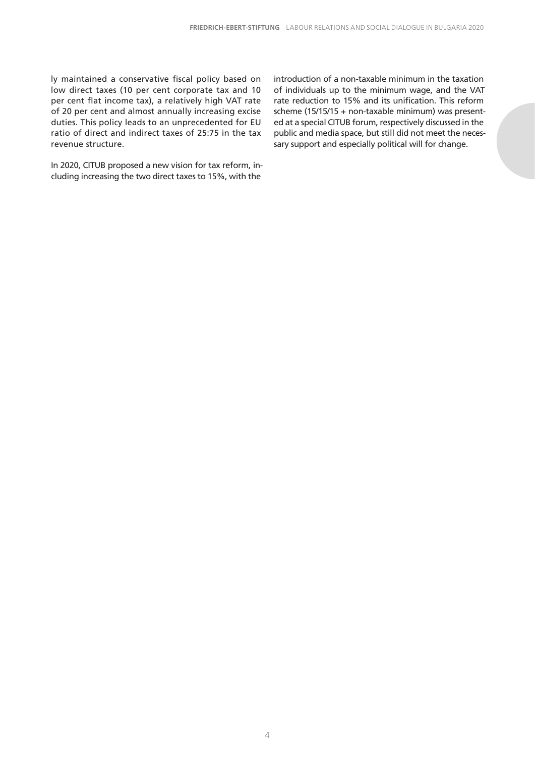ly maintained a conservative fiscal policy based on low direct taxes (10 per cent corporate tax and 10 per cent flat income tax), a relatively high VAT rate of 20 per cent and almost annually increasing excise duties. This policy leads to an unprecedented for EU ratio of direct and indirect taxes of 25:75 in the tax revenue structure.

In 2020, CITUB proposed a new vision for tax reform, including increasing the two direct taxes to 15%, with the introduction of a non-taxable minimum in the taxation of individuals up to the minimum wage, and the VAT rate reduction to 15% and its unification. This reform scheme (15/15/15 + non-taxable minimum) was presented at a special CITUB forum, respectively discussed in the public and media space, but still did not meet the necessary support and especially political will for change.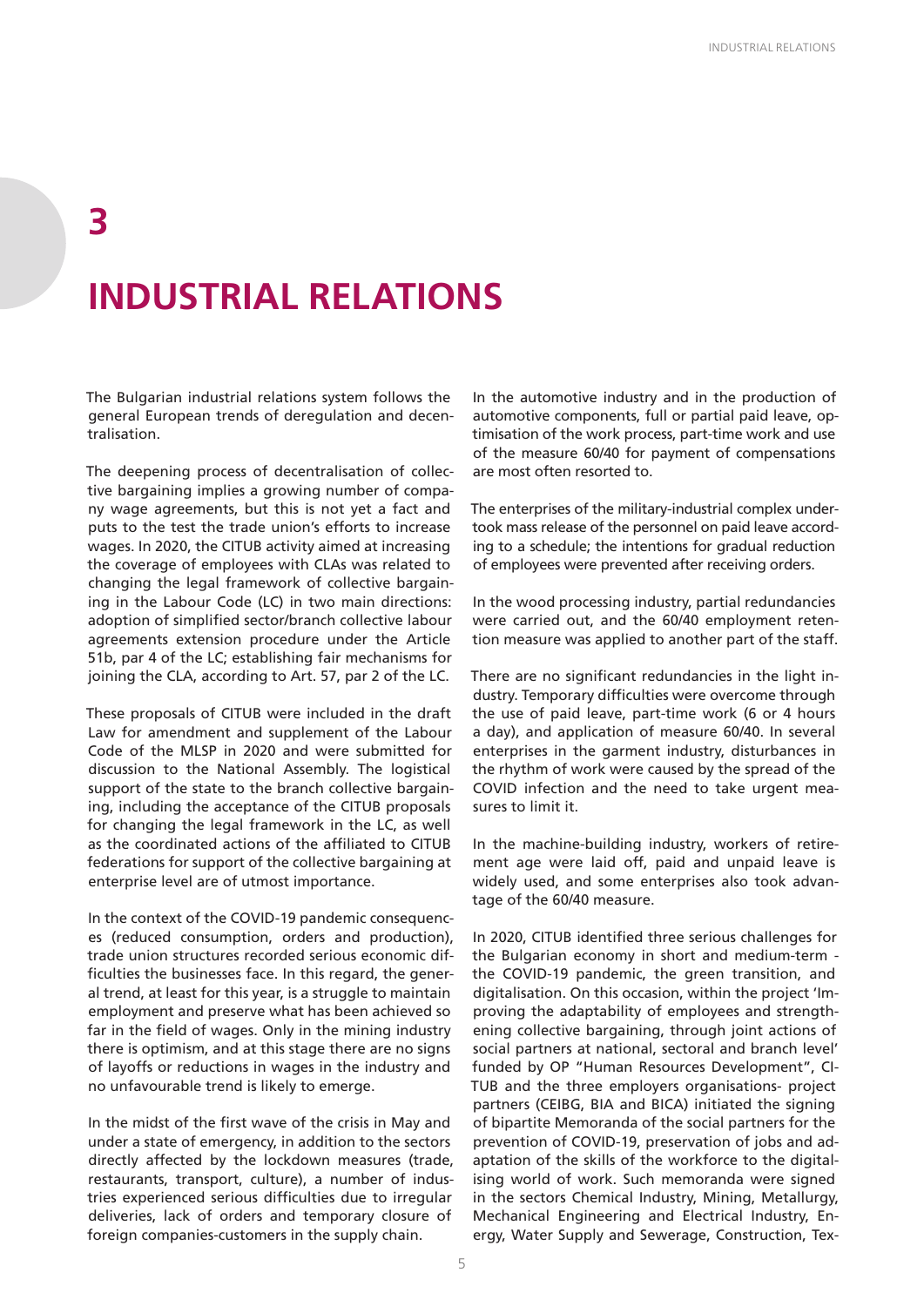# 3

# INDUSTRIAL RELATIONS

The Bulgarian industrial relations system follows the general European trends of deregulation and decentralisation.

The deepening process of decentralisation of collective bargaining implies a growing number of company wage agreements, but this is not yet a fact and puts to the test the trade union's efforts to increase wages. In 2020, the CITUB activity aimed at increasing the coverage of employees with CLAs was related to changing the legal framework of collective bargaining in the Labour Code (LC) in two main directions: adoption of simplified sector/branch collective labour agreements extension procedure under the Article 51b, par 4 of the LC; establishing fair mechanisms for joining the CLA, according to Art. 57, par 2 of the LC.

These proposals of CITUB were included in the draft Law for amendment and supplement of the Labour Code of the MLSP in 2020 and were submitted for discussion to the National Assembly. The logistical support of the state to the branch collective bargaining, including the acceptance of the CITUB proposals for changing the legal framework in the LC, as well as the coordinated actions of the affiliated to CITUB federations for support of the collective bargaining at enterprise level are of utmost importance.

In the context of the COVID-19 pandemic consequences (reduced consumption, orders and production), trade union structures recorded serious economic difficulties the businesses face. In this regard, the general trend, at least for this year, is a struggle to maintain employment and preserve what has been achieved so far in the field of wages. Only in the mining industry there is optimism, and at this stage there are no signs of layoffs or reductions in wages in the industry and no unfavourable trend is likely to emerge.

In the midst of the first wave of the crisis in May and under a state of emergency, in addition to the sectors directly affected by the lockdown measures (trade, restaurants, transport, culture), a number of industries experienced serious difficulties due to irregular deliveries, lack of orders and temporary closure of foreign companies-customers in the supply chain.

In the automotive industry and in the production of automotive components, full or partial paid leave, optimisation of the work process, part-time work and use of the measure 60/40 for payment of compensations are most often resorted to.

The enterprises of the military-industrial complex undertook mass release of the personnel on paid leave according to a schedule; the intentions for gradual reduction of employees were prevented after receiving orders.

In the wood processing industry, partial redundancies were carried out, and the 60/40 employment retention measure was applied to another part of the staff.

There are no significant redundancies in the light industry. Temporary difficulties were overcome through the use of paid leave, part-time work (6 or 4 hours a day), and application of measure 60/40. In several enterprises in the garment industry, disturbances in the rhythm of work were caused by the spread of the COVID infection and the need to take urgent measures to limit it.

In the machine-building industry, workers of retirement age were laid off, paid and unpaid leave is widely used, and some enterprises also took advantage of the 60/40 measure.

In 2020, CITUB identified three serious challenges for the Bulgarian economy in short and medium-term - the COVID-19 pandemic, the green transition, and digitalisation. On this occasion, within the project 'Improving the adaptability of employees and strengthening collective bargaining, through joint actions of social partners at national, sectoral and branch level' funded by OP "Human Resources Development", CITUB and the three employers organisations- project partners (CEIBG, BIA and BICA) initiated the signing of bipartite Memoranda of the social partners for the prevention of COVID-19, preservation of jobs and adaptation of the skills of the workforce to the digitalising world of work. Such memoranda were signed in the sectors Chemical Industry, Mining, Metallurgy, Mechanical Engineering and Electrical Industry, Energy, Water Supply and Sewerage, Construction, Tex-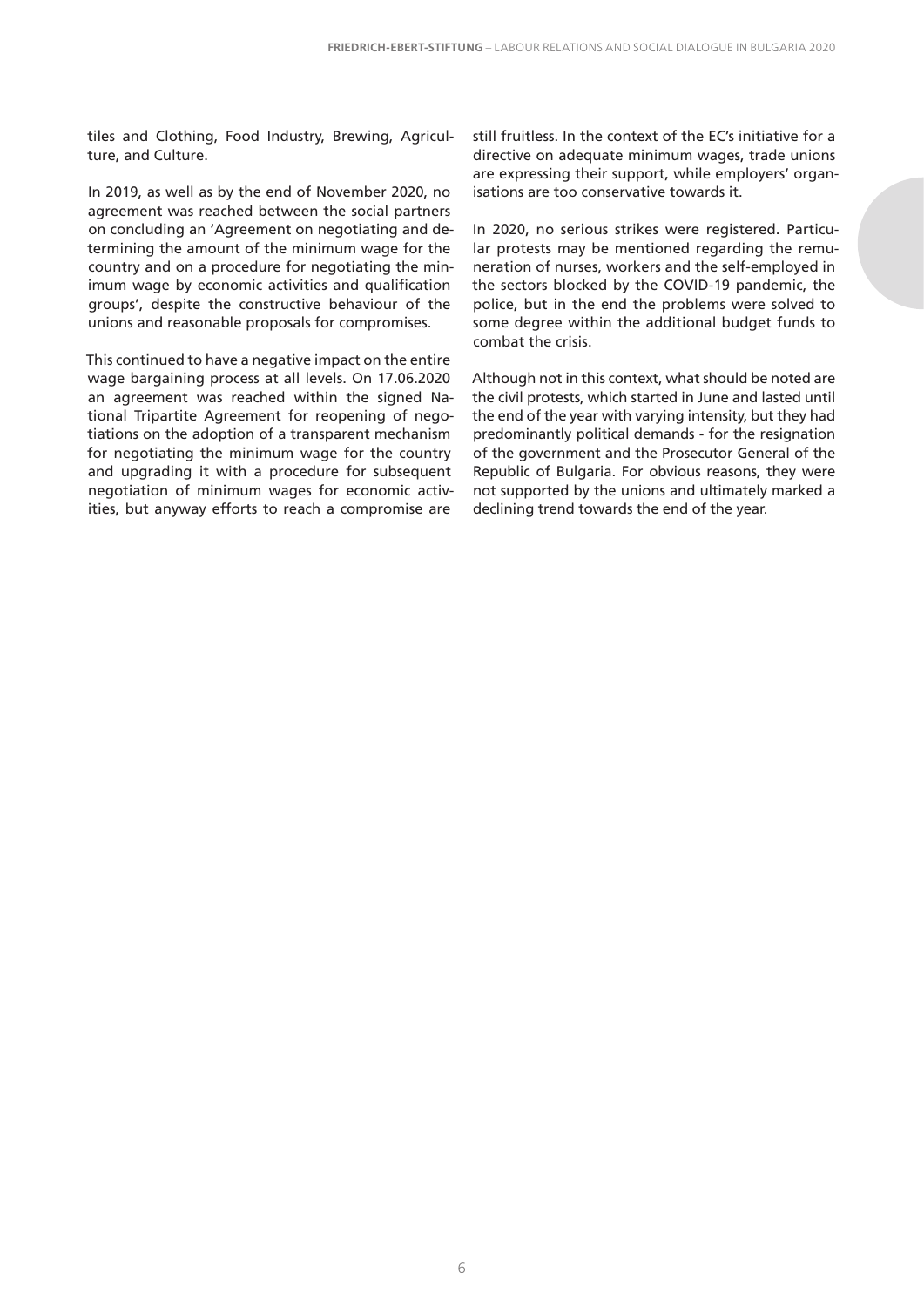tiles and Clothing, Food Industry, Brewing, Agriculture, and Culture.

In 2019, as well as by the end of November 2020, no agreement was reached between the social partners on concluding an 'Agreement on negotiating and determining the amount of the minimum wage for the country and on a procedure for negotiating the minimum wage by economic activities and qualification groups', despite the constructive behaviour of the unions and reasonable proposals for compromises.

This continued to have a negative impact on the entire wage bargaining process at all levels. On 17.06.2020 an agreement was reached within the signed National Tripartite Agreement for reopening of negotiations on the adoption of a transparent mechanism for negotiating the minimum wage for the country and upgrading it with a procedure for subsequent negotiation of minimum wages for economic activities, but anyway efforts to reach a compromise are still fruitless. In the context of the EC's initiative for a directive on adequate minimum wages, trade unions are expressing their support, while employers' organisations are too conservative towards it.

In 2020, no serious strikes were registered. Particular protests may be mentioned regarding the remuneration of nurses, workers and the self-employed in the sectors blocked by the COVID-19 pandemic, the police, but in the end the problems were solved to some degree within the additional budget funds to combat the crisis.

Although not in this context, what should be noted are the civil protests, which started in June and lasted until the end of the year with varying intensity, but they had predominantly political demands - for the resignation of the government and the Prosecutor General of the Republic of Bulgaria. For obvious reasons, they were not supported by the unions and ultimately marked a declining trend towards the end of the year.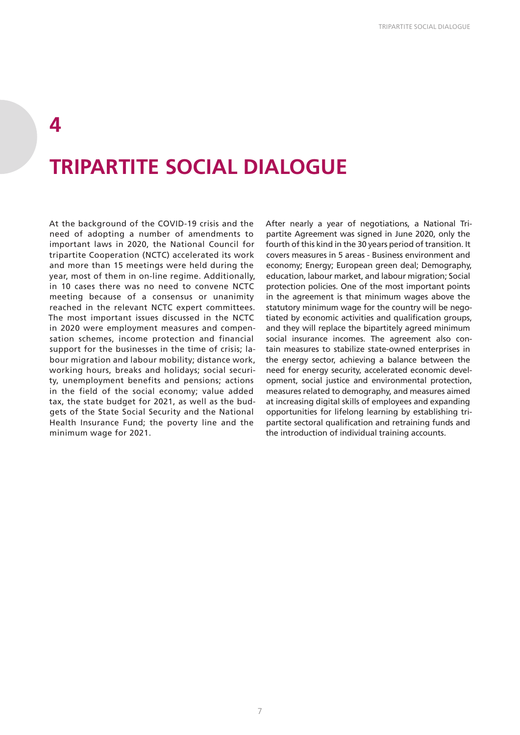# 4

# TRIPARTITE SOCIAL DIALOGUE

At the background of the COVID-19 crisis and the need of adopting a number of amendments to important laws in 2020, the National Council for tripartite Cooperation (NCTC) accelerated its work and more than 15 meetings were held during the year, most of them in on-line regime. Additionally, in 10 cases there was no need to convene NCTC meeting because of a consensus or unanimity reached in the relevant NCTC expert committees. The most important issues discussed in the NCTC in 2020 were employment measures and compensation schemes, income protection and financial support for the businesses in the time of crisis; labour migration and labour mobility; distance work, working hours, breaks and holidays; social security, unemployment benefits and pensions; actions in the field of the social economy; value added tax, the state budget for 2021, as well as the budgets of the State Social Security and the National Health Insurance Fund; the poverty line and the minimum wage for 2021.

After nearly a year of negotiations, a National Tripartite Agreement was signed in June 2020, only the fourth of this kind in the 30 years period of transition. It covers measures in 5 areas - Business environment and economy; Energy; European green deal; Demography, education, labour market, and labour migration; Social protection policies. One of the most important points in the agreement is that minimum wages above the statutory minimum wage for the country will be negotiated by economic activities and qualification groups, and they will replace the bipartitely agreed minimum social insurance incomes. The agreement also contain measures to stabilize state-owned enterprises in the energy sector, achieving a balance between the need for energy security, accelerated economic development, social justice and environmental protection, measures related to demography, and measures aimed at increasing digital skills of employees and expanding opportunities for lifelong learning by establishing tripartite sectoral qualification and retraining funds and the introduction of individual training accounts.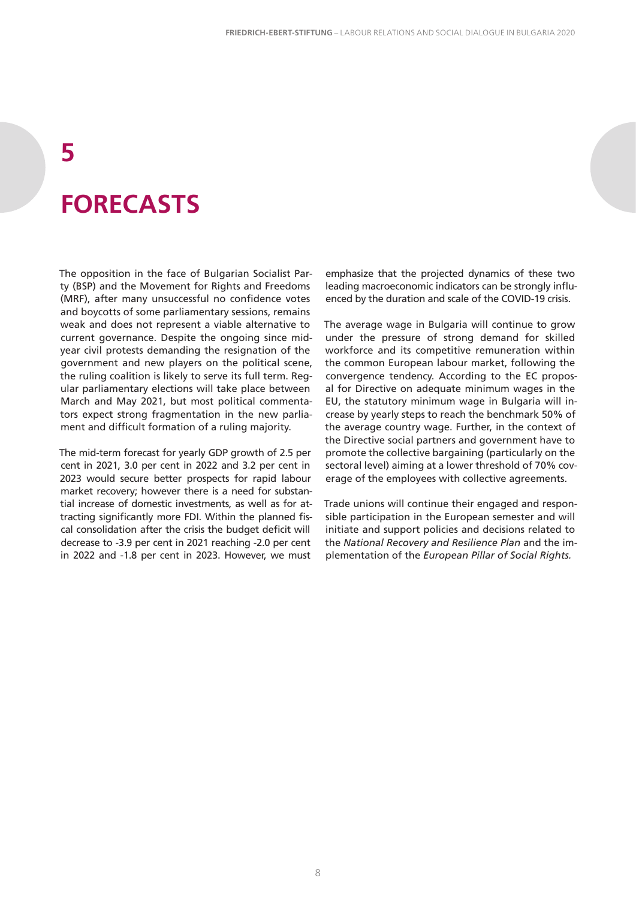# 5

# FORECASTS

The opposition in the face of Bulgarian Socialist Party (BSP) and the Movement for Rights and Freedoms (MRF), after many unsuccessful no confidence votes and boycotts of some parliamentary sessions, remains weak and does not represent a viable alternative to current governance. Despite the ongoing since mid-year civil protests demanding the resignation of the government and new players on the political scene, the ruling coalition is likely to serve its full term. Regular parliamentary elections will take place between March and May 2021, but most political commentators expect strong fragmentation in the new parliament and difficult formation of a ruling majority.

The mid-term forecast for yearly GDP growth of 2.5 per cent in 2021, 3.0 per cent in 2022 and 3.2 per cent in 2023 would secure better prospects for rapid labour market recovery; however there is a need for substantial increase of domestic investments, as well as for attracting significantly more FDI. Within the planned fiscal consolidation after the crisis the budget deficit will decrease to -3.9 per cent in 2021 reaching -2.0 per cent in 2022 and -1.8 per cent in 2023. However, we must emphasize that the projected dynamics of these two leading macroeconomic indicators can be strongly influenced by the duration and scale of the COVID-19 crisis.

The average wage in Bulgaria will continue to grow under the pressure of strong demand for skilled workforce and its competitive remuneration within the common European labour market, following the convergence tendency. According to the EC proposal for Directive on adequate minimum wages in the EU, the statutory minimum wage in Bulgaria will increase by yearly steps to reach the benchmark 50% of the average country wage. Further, in the context of the Directive social partners and government have to promote the collective bargaining (particularly on the sectoral level) aiming at a lower threshold of 70% coverage of the employees with collective agreements.

Trade unions will continue their engaged and responsible participation in the European semester and will initiate and support policies and decisions related to the *National Recovery and Resilience Plan* and the implementation of the *European Pillar of Social Rights.*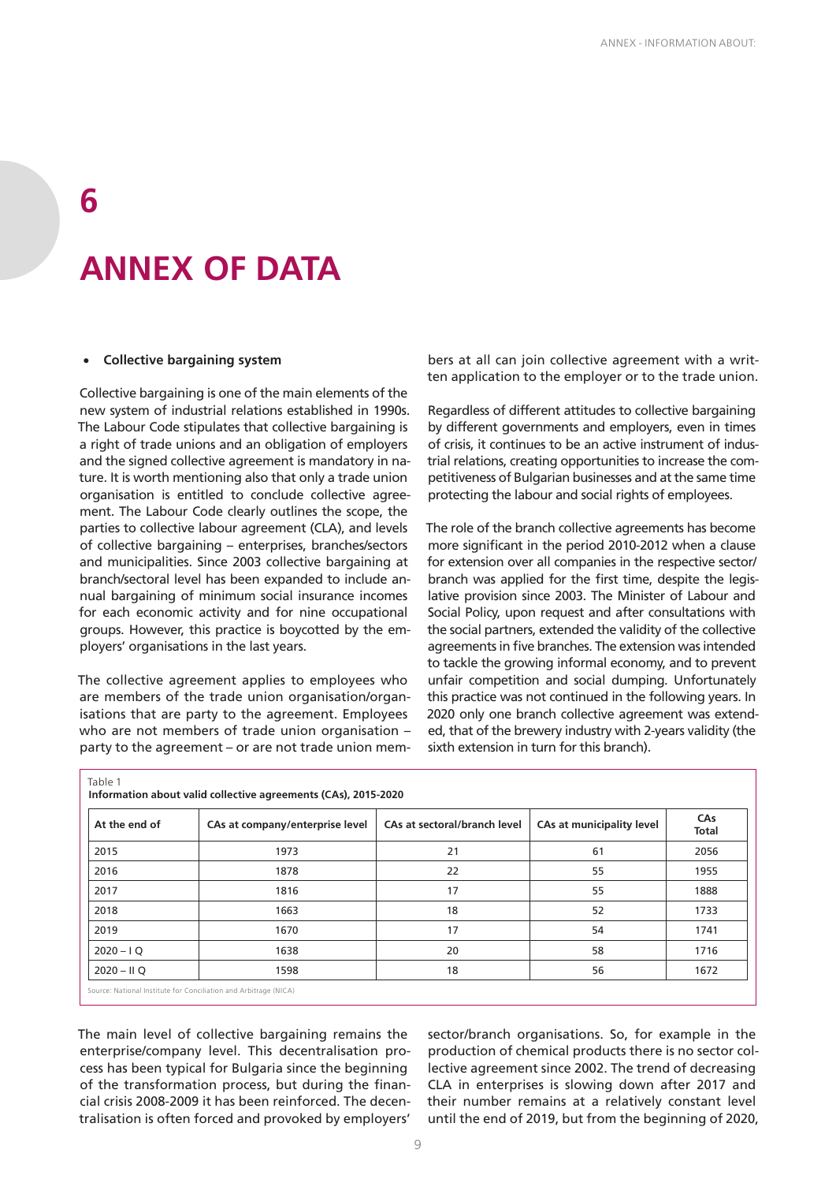# 6

# ANNEX OF DATA

- **Collective bargaining system**

Collective bargaining is one of the main elements of the new system of industrial relations established in 1990s. The Labour Code stipulates that collective bargaining is a right of trade unions and an obligation of employers and the signed collective agreement is mandatory in nature. It is worth mentioning also that only a trade union organisation is entitled to conclude collective agreement. The Labour Code clearly outlines the scope, the parties to collective labour agreement (CLA), and levels of collective bargaining – enterprises, branches/sectors and municipalities. Since 2003 collective bargaining at branch/sectoral level has been expanded to include annual bargaining of minimum social insurance incomes for each economic activity and for nine occupational groups. However, this practice is boycotted by the employers' organisations in the last years.

The collective agreement applies to employees who are members of the trade union organisation/organisations that are party to the agreement. Employees who are not members of trade union organisation – party to the agreement – or are not trade union members at all can join collective agreement with a written application to the employer or to the trade union.

Regardless of different attitudes to collective bargaining by different governments and employers, even in times of crisis, it continues to be an active instrument of industrial relations, creating opportunities to increase the competitiveness of Bulgarian businesses and at the same time protecting the labour and social rights of employees.

The role of the branch collective agreements has become more significant in the period 2010-2012 when a clause for extension over all companies in the respective sector/branch was applied for the first time, despite the legislative provision since 2003. The Minister of Labour and Social Policy, upon request and after consultations with the social partners, extended the validity of the collective agreements in five branches. The extension was intended to tackle the growing informal economy, and to prevent unfair competition and social dumping. Unfortunately this practice was not continued in the following years. In 2020 only one branch collective agreement was extended, that of the brewery industry with 2-years validity (the sixth extension in turn for this branch).

Table 1
**Information about valid collective agreements (CAs), 2015-2020**

| At the end of | CAs at company/enterprise level | CAs at sectoral/branch level | CAs at municipality level | CAs Total |
|---|---|---|---|---|
| 2015 | 1973 | 21 | 61 | 2056 |
| 2016 | 1878 | 22 | 55 | 1955 |
| 2017 | 1816 | 17 | 55 | 1888 |
| 2018 | 1663 | 18 | 52 | 1733 |
| 2019 | 1670 | 17 | 54 | 1741 |
| 2020 – I Q | 1638 | 20 | 58 | 1716 |
| 2020 – II Q | 1598 | 18 | 56 | 1672 |

Source: National Institute for Conciliation and Arbitrage (NICA)

The main level of collective bargaining remains the enterprise/company level. This decentralisation process has been typical for Bulgaria since the beginning of the transformation process, but during the financial crisis 2008-2009 it has been reinforced. The decentralisation is often forced and provoked by employers' sector/branch organisations. So, for example in the production of chemical products there is no sector collective agreement since 2002. The trend of decreasing CLA in enterprises is slowing down after 2017 and their number remains at a relatively constant level until the end of 2019, but from the beginning of 2020,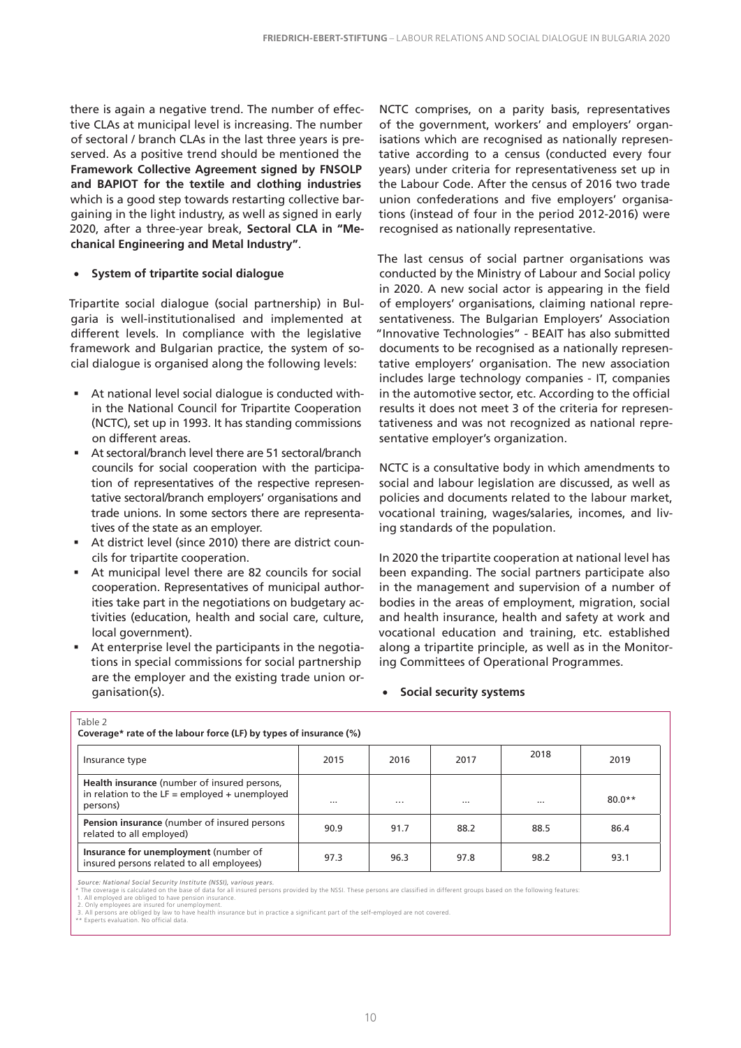there is again a negative trend. The number of effective CLAs at municipal level is increasing. The number of sectoral / branch CLAs in the last three years is preserved. As a positive trend should be mentioned the **Framework Collective Agreement signed by FNSOLP and BAPIOT for the textile and clothing industries** which is a good step towards restarting collective bargaining in the light industry, as well as signed in early 2020, after a three-year break, **Sectoral CLA in "Mechanical Engineering and Metal Industry"**.

- **System of tripartite social dialogue**

Tripartite social dialogue (social partnership) in Bulgaria is well-institutionalised and implemented at different levels. In compliance with the legislative framework and Bulgarian practice, the system of social dialogue is organised along the following levels:

- At national level social dialogue is conducted within the National Council for Tripartite Cooperation (NCTC), set up in 1993. It has standing commissions on different areas.
- At sectoral/branch level there are 51 sectoral/branch councils for social cooperation with the participation of representatives of the respective representative sectoral/branch employers' organisations and trade unions. In some sectors there are representatives of the state as an employer.
- At district level (since 2010) there are district councils for tripartite cooperation.
- At municipal level there are 82 councils for social cooperation. Representatives of municipal authorities take part in the negotiations on budgetary activities (education, health and social care, culture, local government).
- At enterprise level the participants in the negotiations in special commissions for social partnership are the employer and the existing trade union organisation(s).

NCTC comprises, on a parity basis, representatives of the government, workers' and employers' organisations which are recognised as nationally representative according to a census (conducted every four years) under criteria for representativeness set up in the Labour Code. After the census of 2016 two trade union confederations and five employers' organisations (instead of four in the period 2012-2016) were recognised as nationally representative.

The last census of social partner organisations was conducted by the Ministry of Labour and Social policy in 2020. A new social actor is appearing in the field of employers' organisations, claiming national representativeness. The Bulgarian Employers' Association "Innovative Technologies" - BEAIT has also submitted documents to be recognised as a nationally representative employers' organisation. The new association includes large technology companies - IT, companies in the automotive sector, etc. According to the official results it does not meet 3 of the criteria for representativeness and was not recognized as national representative employer's organization.

NCTC is a consultative body in which amendments to social and labour legislation are discussed, as well as policies and documents related to the labour market, vocational training, wages/salaries, incomes, and living standards of the population.

In 2020 the tripartite cooperation at national level has been expanding. The social partners participate also in the management and supervision of a number of bodies in the areas of employment, migration, social and health insurance, health and safety at work and vocational education and training, etc. established along a tripartite principle, as well as in the Monitoring Committees of Operational Programmes.

- **Social security systems**

Table 2
**Coverage* rate of the labour force (LF) by types of insurance (%)**

| Insurance type | 2015 | 2016 | 2017 | 2018 | 2019 |
|---|---|---|---|---|---|
| **Health insurance** (number of insured persons, in relation to the LF = employed + unemployed persons) | … | … | … | … | 80.0** |
| **Pension insurance** (number of insured persons related to all employed) | 90.9 | 91.7 | 88.2 | 88.5 | 86.4 |
| **Insurance for unemployment** (number of insured persons related to all employees) | 97.3 | 96.3 | 97.8 | 98.2 | 93.1 |

*Source: National Social Security Institute (NSSI), various years.*
\* The coverage is calculated on the base of data for all insured persons provided by the NSSI. These persons are classified in different groups based on the following features:
1. All employed are obliged to have pension insurance.
2. Only employees are insured for unemployment.
3. All persons are obliged by law to have health insurance but in practice a significant part of the self-employed are not covered.
\*\* Experts evaluation. No official data.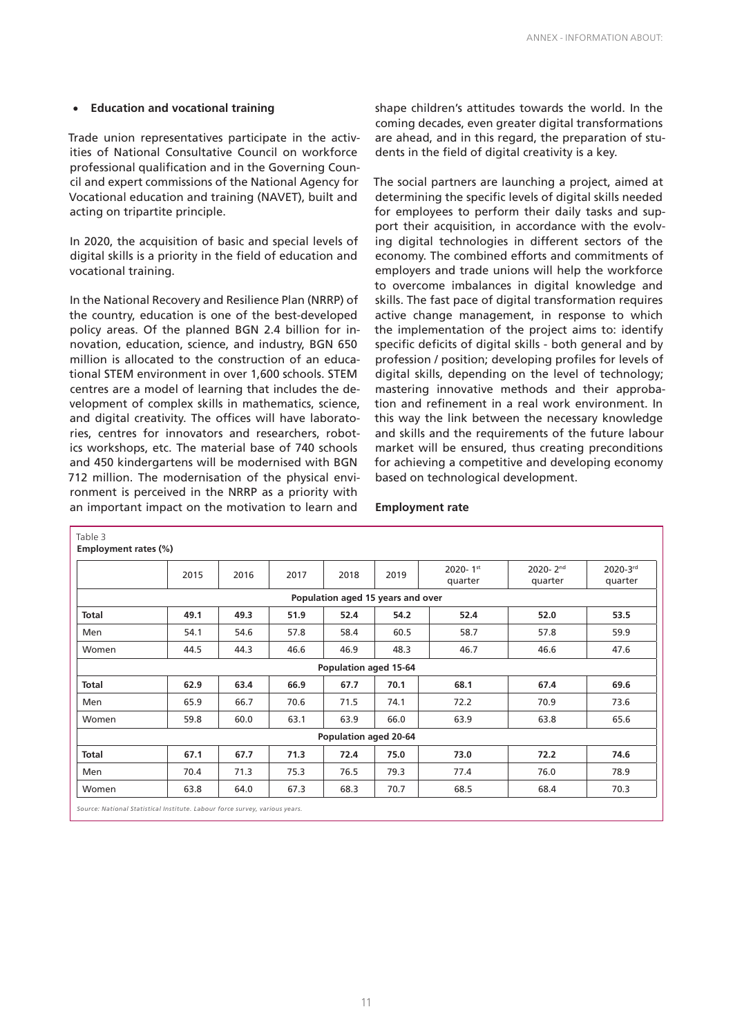- **Education and vocational training**

Trade union representatives participate in the activities of National Consultative Council on workforce professional qualification and in the Governing Council and expert commissions of the National Agency for Vocational education and training (NAVET), built and acting on tripartite principle.

In 2020, the acquisition of basic and special levels of digital skills is a priority in the field of education and vocational training.

In the National Recovery and Resilience Plan (NRRP) of the country, education is one of the best-developed policy areas. Of the planned BGN 2.4 billion for innovation, education, science, and industry, BGN 650 million is allocated to the construction of an educational STEM environment in over 1,600 schools. STEM centres are a model of learning that includes the development of complex skills in mathematics, science, and digital creativity. The offices will have laboratories, centres for innovators and researchers, robotics workshops, etc. The material base of 740 schools and 450 kindergartens will be modernised with BGN 712 million. The modernisation of the physical environment is perceived in the NRRP as a priority with an important impact on the motivation to learn and shape children's attitudes towards the world. In the coming decades, even greater digital transformations are ahead, and in this regard, the preparation of students in the field of digital creativity is a key.

The social partners are launching a project, aimed at determining the specific levels of digital skills needed for employees to perform their daily tasks and support their acquisition, in accordance with the evolving digital technologies in different sectors of the economy. The combined efforts and commitments of employers and trade unions will help the workforce to overcome imbalances in digital knowledge and skills. The fast pace of digital transformation requires active change management, in response to which the implementation of the project aims to: identify specific deficits of digital skills - both general and by profession / position; developing profiles for levels of digital skills, depending on the level of technology; mastering innovative methods and their approbation and refinement in a real work environment. In this way the link between the necessary knowledge and skills and the requirements of the future labour market will be ensured, thus creating preconditions for achieving a competitive and developing economy based on technological development.

**Employment rate**

Table 3
**Employment rates (%)**

| | 2015 | 2016 | 2017 | 2018 | 2019 | 2020- 1st quarter | 2020- 2nd quarter | 2020-3rd quarter |
|---|---|---|---|---|---|---|---|---|
| | | | | **Population aged 15 years and over** | | | | |
| **Total** | **49.1** | **49.3** | **51.9** | **52.4** | **54.2** | **52.4** | **52.0** | **53.5** |
| Men | 54.1 | 54.6 | 57.8 | 58.4 | 60.5 | 58.7 | 57.8 | 59.9 |
| Women | 44.5 | 44.3 | 46.6 | 46.9 | 48.3 | 46.7 | 46.6 | 47.6 |
| | | | | **Population aged 15-64** | | | | |
| **Total** | **62.9** | **63.4** | **66.9** | **67.7** | **70.1** | **68.1** | **67.4** | **69.6** |
| Men | 65.9 | 66.7 | 70.6 | 71.5 | 74.1 | 72.2 | 70.9 | 73.6 |
| Women | 59.8 | 60.0 | 63.1 | 63.9 | 66.0 | 63.9 | 63.8 | 65.6 |
| | | | | **Population aged 20-64** | | | | |
| **Total** | **67.1** | **67.7** | **71.3** | **72.4** | **75.0** | **73.0** | **72.2** | **74.6** |
| Men | 70.4 | 71.3 | 75.3 | 76.5 | 79.3 | 77.4 | 76.0 | 78.9 |
| Women | 63.8 | 64.0 | 67.3 | 68.3 | 70.7 | 68.5 | 68.4 | 70.3 |

*Source: National Statistical Institute. Labour force survey, various years.*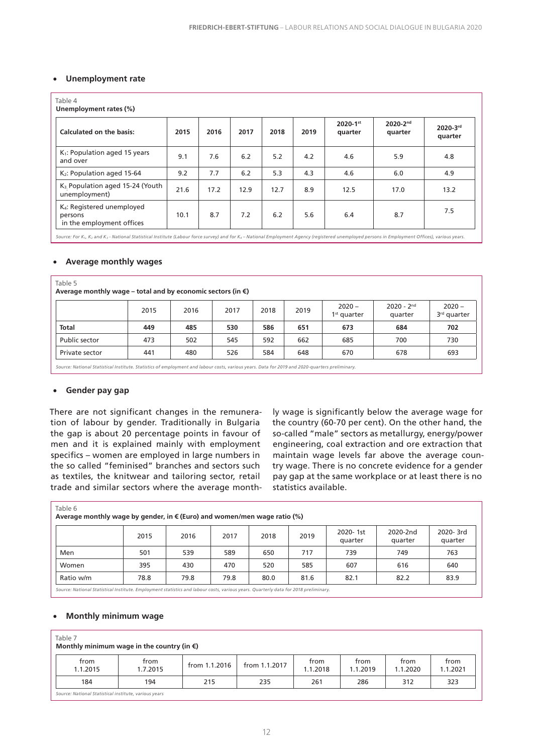- **Unemployment rate**

Table 4
**Unemployment rates (%)**

| Calculated on the basis: | 2015 | 2016 | 2017 | 2018 | 2019 | 2020-1st quarter | 2020-2nd quarter | 2020-3rd quarter |
|---|---|---|---|---|---|---|---|---|
| $K_1$: Population aged 15 years and over | 9.1 | 7.6 | 6.2 | 5.2 | 4.2 | 4.6 | 5.9 | 4.8 |
| $K_2$: Population aged 15-64 | 9.2 | 7.7 | 6.2 | 5.3 | 4.3 | 4.6 | 6.0 | 4.9 |
| $K_3$ Population aged 15-24 (Youth unemployment) | 21.6 | 17.2 | 12.9 | 12.7 | 8.9 | 12.5 | 17.0 | 13.2 |
| $K_4$: Registered unemployed persons in the employment offices | 10.1 | 8.7 | 7.2 | 6.2 | 5.6 | 6.4 | 8.7 | 7.5 |

*Source: For $K_1$, $K_2$ and $K_3$ - National Statistical Institute (Labour force survey) and for $K_4$ – National Employment Agency (registered unemployed persons in Employment Offices), various years.*

- **Average monthly wages**

Table 5
**Average monthly wage – total and by economic sectors (in €)**

| | 2015 | 2016 | 2017 | 2018 | 2019 | 2020 – 1st quarter | 2020 - 2nd quarter | 2020 – 3rd quarter |
|---|---|---|---|---|---|---|---|---|
| **Total** | **449** | **485** | **530** | **586** | **651** | **673** | **684** | **702** |
| Public sector | 473 | 502 | 545 | 592 | 662 | 685 | 700 | 730 |
| Private sector | 441 | 480 | 526 | 584 | 648 | 670 | 678 | 693 |

*Source: National Statistical Institute. Statistics of employment and labour costs, various years. Data for 2019 and 2020-quarters preliminary.*

- **Gender pay gap**

There are not significant changes in the remuneration of labour by gender. Traditionally in Bulgaria the gap is about 20 percentage points in favour of men and it is explained mainly with employment specifics – women are employed in large numbers in the so called "feminised" branches and sectors such as textiles, the knitwear and tailoring sector, retail trade and similar sectors where the average monthly wage is significantly below the average wage for the country (60-70 per cent). On the other hand, the so-called "male" sectors as metallurgy, energy/power engineering, coal extraction and ore extraction that maintain wage levels far above the average country wage. There is no concrete evidence for a gender pay gap at the same workplace or at least there is no statistics available.

Table 6
**Average monthly wage by gender, in € (Euro) and women/men wage ratio (%)**

| | 2015 | 2016 | 2017 | 2018 | 2019 | 2020- 1st quarter | 2020-2nd quarter | 2020- 3rd quarter |
|---|---|---|---|---|---|---|---|---|
| Men | 501 | 539 | 589 | 650 | 717 | 739 | 749 | 763 |
| Women | 395 | 430 | 470 | 520 | 585 | 607 | 616 | 640 |
| Ratio w/m | 78.8 | 79.8 | 79.8 | 80.0 | 81.6 | 82.1 | 82.2 | 83.9 |

*Source: National Statistical Institute. Employment statistics and labour costs, various years. Quarterly data for 2018 preliminary.*

- **Monthly minimum wage**

Table 7
**Monthly minimum wage in the country (in €)**

| from 1.1.2015 | from 1.7.2015 | from 1.1.2016 | from 1.1.2017 | from 1.1.2018 | from 1.1.2019 | from 1.1.2020 | from 1.1.2021 |
|---|---|---|---|---|---|---|---|
| 184 | 194 | 215 | 235 | 261 | 286 | 312 | 323 |

*Source: National Statistical institute, various years*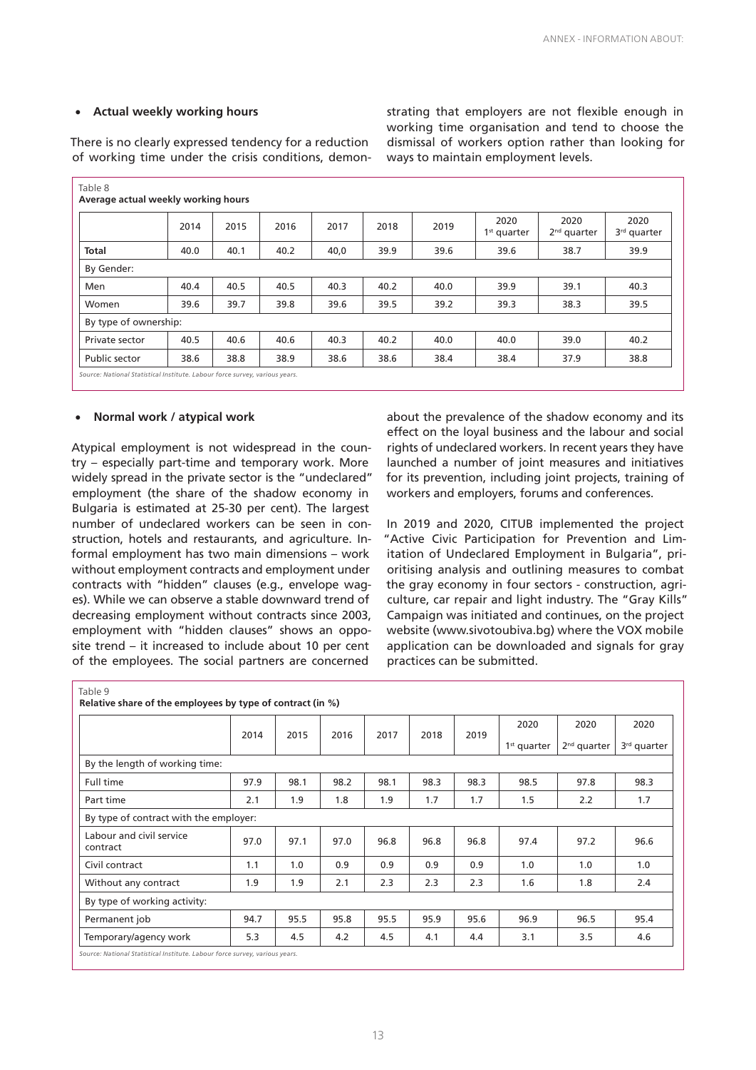- **Actual weekly working hours**

There is no clearly expressed tendency for a reduction of working time under the crisis conditions, demonstrating that employers are not flexible enough in working time organisation and tend to choose the dismissal of workers option rather than looking for ways to maintain employment levels.

Table 8
**Average actual weekly working hours**

| | 2014 | 2015 | 2016 | 2017 | 2018 | 2019 | 2020 1st quarter | 2020 2nd quarter | 2020 3rd quarter |
|---|---|---|---|---|---|---|---|---|---|
| **Total** | 40.0 | 40.1 | 40.2 | 40,0 | 39.9 | 39.6 | 39.6 | 38.7 | 39.9 |
| By Gender: | | | | | | | | | |
| Men | 40.4 | 40.5 | 40.5 | 40.3 | 40.2 | 40.0 | 39.9 | 39.1 | 40.3 |
| Women | 39.6 | 39.7 | 39.8 | 39.6 | 39.5 | 39.2 | 39.3 | 38.3 | 39.5 |
| By type of ownership: | | | | | | | | | |
| Private sector | 40.5 | 40.6 | 40.6 | 40.3 | 40.2 | 40.0 | 40.0 | 39.0 | 40.2 |
| Public sector | 38.6 | 38.8 | 38.9 | 38.6 | 38.6 | 38.4 | 38.4 | 37.9 | 38.8 |

*Source: National Statistical Institute. Labour force survey, various years.*

- **Normal work / atypical work**

Atypical employment is not widespread in the country – especially part-time and temporary work. More widely spread in the private sector is the "undeclared" employment (the share of the shadow economy in Bulgaria is estimated at 25-30 per cent). The largest number of undeclared workers can be seen in construction, hotels and restaurants, and agriculture. Informal employment has two main dimensions – work without employment contracts and employment under contracts with "hidden" clauses (e.g., envelope wages). While we can observe a stable downward trend of decreasing employment without contracts since 2003, employment with "hidden clauses" shows an opposite trend – it increased to include about 10 per cent of the employees. The social partners are concerned about the prevalence of the shadow economy and its effect on the loyal business and the labour and social rights of undeclared workers. In recent years they have launched a number of joint measures and initiatives for its prevention, including joint projects, training of workers and employers, forums and conferences.

In 2019 and 2020, CITUB implemented the project "Active Civic Participation for Prevention and Limitation of Undeclared Employment in Bulgaria", prioritising analysis and outlining measures to combat the gray economy in four sectors - construction, agriculture, car repair and light industry. The "Gray Kills" Campaign was initiated and continues, on the project website (www.sivotoubiva.bg) where the VOX mobile application can be downloaded and signals for gray practices can be submitted.

Table 9
**Relative share of the employees by type of contract (in %)**

| | 2014 | 2015 | 2016 | 2017 | 2018 | 2019 | 2020 1st quarter | 2020 2nd quarter | 2020 3rd quarter |
|---|---|---|---|---|---|---|---|---|---|
| By the length of working time: | | | | | | | | | |
| Full time | 97.9 | 98.1 | 98.2 | 98.1 | 98.3 | 98.3 | 98.5 | 97.8 | 98.3 |
| Part time | 2.1 | 1.9 | 1.8 | 1.9 | 1.7 | 1.7 | 1.5 | 2.2 | 1.7 |
| By type of contract with the employer: | | | | | | | | | |
| Labour and civil service contract | 97.0 | 97.1 | 97.0 | 96.8 | 96.8 | 96.8 | 97.4 | 97.2 | 96.6 |
| Civil contract | 1.1 | 1.0 | 0.9 | 0.9 | 0.9 | 0.9 | 1.0 | 1.0 | 1.0 |
| Without any contract | 1.9 | 1.9 | 2.1 | 2.3 | 2.3 | 2.3 | 1.6 | 1.8 | 2.4 |
| By type of working activity: | | | | | | | | | |
| Permanent job | 94.7 | 95.5 | 95.8 | 95.5 | 95.9 | 95.6 | 96.9 | 96.5 | 95.4 |
| Temporary/agency work | 5.3 | 4.5 | 4.2 | 4.5 | 4.1 | 4.4 | 3.1 | 3.5 | 4.6 |

*Source: National Statistical Institute. Labour force survey, various years.*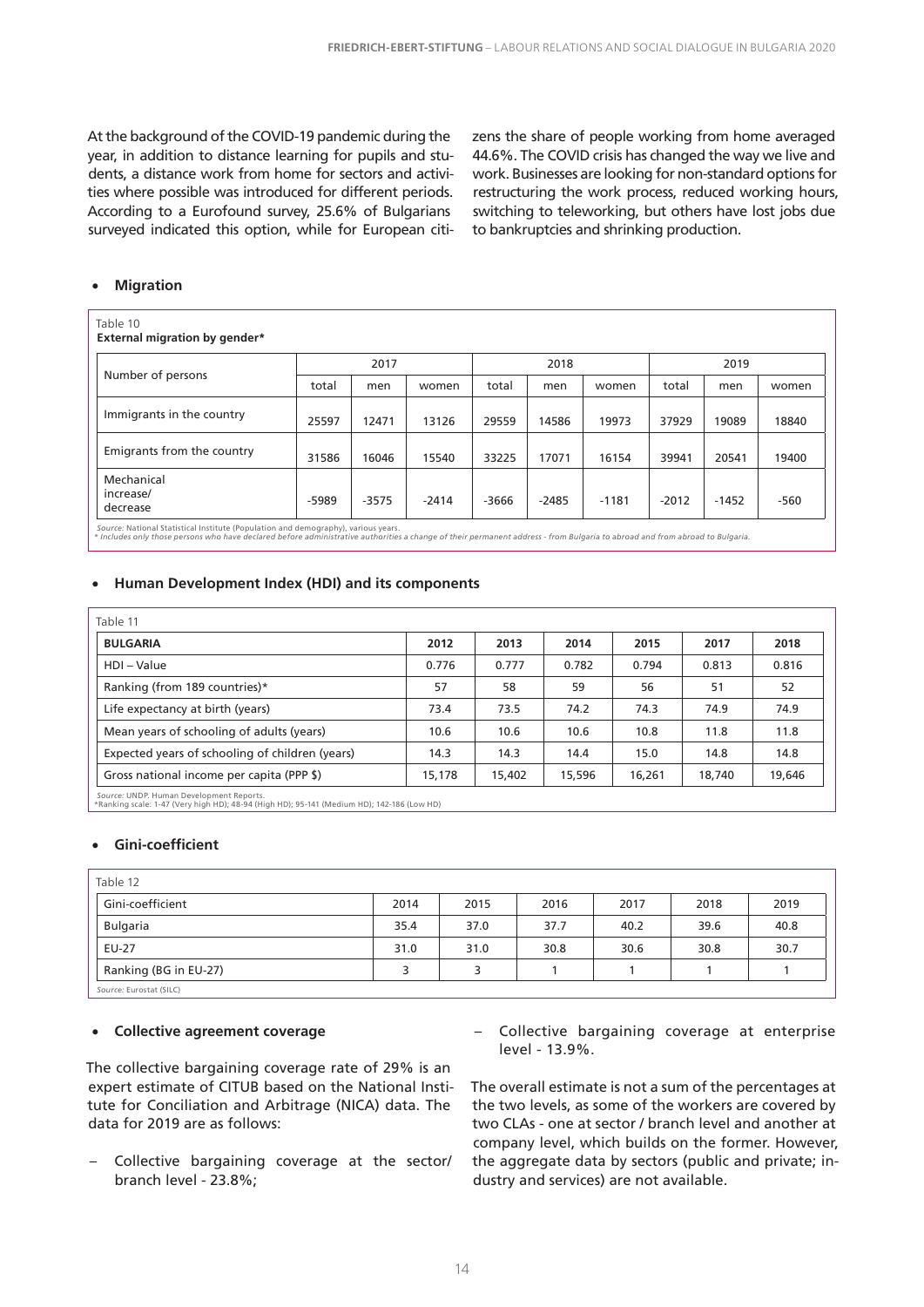At the background of the COVID-19 pandemic during the year, in addition to distance learning for pupils and students, a distance work from home for sectors and activities where possible was introduced for different periods. According to a Eurofound survey, 25.6% of Bulgarians surveyed indicated this option, while for European citizens the share of people working from home averaged 44.6%. The COVID crisis has changed the way we live and work. Businesses are looking for non-standard options for restructuring the work process, reduced working hours, switching to teleworking, but others have lost jobs due to bankruptcies and shrinking production.

- **Migration**

Table 10
**External migration by gender***

| Number of persons | 2017 | | | 2018 | | | 2019 | | |
|---|---|---|---|---|---|---|---|---|---|
| | total | men | women | total | men | women | total | men | women |
| Immigrants in the country | 25597 | 12471 | 13126 | 29559 | 14586 | 19973 | 37929 | 19089 | 18840 |
| Emigrants from the country | 31586 | 16046 | 15540 | 33225 | 17071 | 16154 | 39941 | 20541 | 19400 |
| Mechanical increase/ decrease | -5989 | -3575 | -2414 | -3666 | -2485 | -1181 | -2012 | -1452 | -560 |

*Source:* National Statistical Institute (Population and demography), various years.
* Includes only those persons who have declared before administrative authorities a change of their permanent address - from Bulgaria to abroad and from abroad to Bulgaria.

- **Human Development Index (HDI) and its components**

Table 11

| BULGARIA | 2012 | 2013 | 2014 | 2015 | 2017 | 2018 |
|---|---|---|---|---|---|---|
| HDI – Value | 0.776 | 0.777 | 0.782 | 0.794 | 0.813 | 0.816 |
| Ranking (from 189 countries)* | 57 | 58 | 59 | 56 | 51 | 52 |
| Life expectancy at birth (years) | 73.4 | 73.5 | 74.2 | 74.3 | 74.9 | 74.9 |
| Mean years of schooling of adults (years) | 10.6 | 10.6 | 10.6 | 10.8 | 11.8 | 11.8 |
| Expected years of schooling of children (years) | 14.3 | 14.3 | 14.4 | 15.0 | 14.8 | 14.8 |
| Gross national income per capita (PPP $) | 15,178 | 15,402 | 15,596 | 16,261 | 18,740 | 19,646 |

*Source:* UNDP, Human Development Reports.
*Ranking scale: 1-47 (Very high HD); 48-94 (High HD); 95-141 (Medium HD); 142-186 (Low HD)

- **Gini-coefficient**

Table 12

| Gini-coefficient | 2014 | 2015 | 2016 | 2017 | 2018 | 2019 |
|---|---|---|---|---|---|---|
| Bulgaria | 35.4 | 37.0 | 37.7 | 40.2 | 39.6 | 40.8 |
| EU-27 | 31.0 | 31.0 | 30.8 | 30.6 | 30.8 | 30.7 |
| Ranking (BG in EU-27) | 3 | 3 | 1 | 1 | 1 | 1 |

*Source:* Eurostat (SILC)

- **Collective agreement coverage**

The collective bargaining coverage rate of 29% is an expert estimate of CITUB based on the National Institute for Conciliation and Arbitrage (NICA) data. The data for 2019 are as follows:

- Collective bargaining coverage at the sector/ branch level - 23.8%;
- Collective bargaining coverage at enterprise level - 13.9%.

The overall estimate is not a sum of the percentages at the two levels, as some of the workers are covered by two CLAs - one at sector / branch level and another at company level, which builds on the former. However, the aggregate data by sectors (public and private; industry and services) are not available.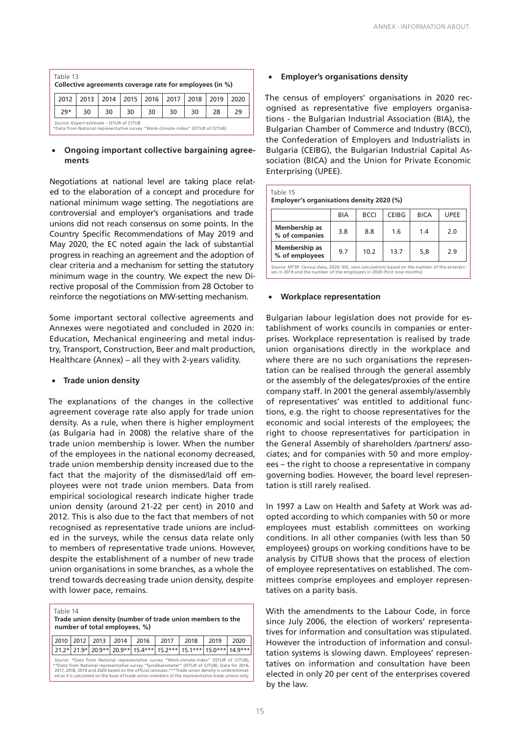Table 13
**Collective agreements coverage rate for employees (in %)**

| 2012 | 2013 | 2014 | 2015 | 2016 | 2017 | 2018 | 2019 | 2020 |
|---|---|---|---|---|---|---|---|---|
| 29* | 30 | 30 | 30 | 30 | 30 | 30 | 28 | 29 |

*Source:* Expert estimate – ISTUR of CITUB
*Data from National representative survey "Work-climate-index" (ISTUR of CITUB)

- **Ongoing important collective bargaining agreements**

Negotiations at national level are taking place related to the elaboration of a concept and procedure for national minimum wage setting. The negotiations are controversial and employer's organisations and trade unions did not reach consensus on some points. In the Country Specific Recommendations of May 2019 and May 2020, the EC noted again the lack of substantial progress in reaching an agreement and the adoption of clear criteria and a mechanism for setting the statutory minimum wage in the country. We expect the new Directive proposal of the Commission from 28 October to reinforce the negotiations on MW-setting mechanism.

Some important sectoral collective agreements and Annexes were negotiated and concluded in 2020 in: Education, Mechanical engineering and metal industry, Transport, Construction, Beer and malt production, Healthcare (Annex) – all they with 2-years validity.

- **Trade union density**

The explanations of the changes in the collective agreement coverage rate also apply for trade union density. As a rule, when there is higher employment (as Bulgaria had in 2008) the relative share of the trade union membership is lower. When the number of the employees in the national economy decreased, trade union membership density increased due to the fact that the majority of the dismissed/laid off employees were not trade union members. Data from empirical sociological research indicate higher trade union density (around 21-22 per cent) in 2010 and 2012. This is also due to the fact that members of not recognised as representative trade unions are included in the surveys, while the census data relate only to members of representative trade unions. However, despite the establishment of a number of new trade union organisations in some branches, as a whole the trend towards decreasing trade union density, despite with lower pace, remains.

Table 14
**Trade union density (number of trade union members to the number of total employees, %)**

| 2010 | 2012 | 2013 | 2014 | 2016 | 2017 | 2018 | 2019 | 2020 |
|---|---|---|---|---|---|---|---|---|
| 21.2* | 21.9* | 20.9** | 20.9** | 15.4*** | 15.2*** | 15.1*** | 15.0*** | 14.9*** |

*Source:* *Data from National representative survey "Work-climate-index" (ISTUR of CITUB), **Data from National representative survey "Syndibarometer" (ISTUR of CITUB). Data for 2016, 2017, 2018, 2019 and 2020 based on the official censuses.***Trade union density is underestimated as it is calculated on the base of trade union members of the representative trade unions only.

- **Employer's organisations density**

The census of employers' organisations in 2020 recognised as representative five employers organisations - the Bulgarian Industrial Association (BIA), the Bulgarian Chamber of Commerce and Industry (BCCI), the Confederation of Employers and Industrialists in Bulgaria (CEIBG), the Bulgarian Industrial Capital Association (BICA) and the Union for Private Economic Enterprising (UPEE).

Table 15
**Employer's organisations density 2020 (%)**

| | BIA | BCCI | CEIBG | BICA | UPEE |
|---|---|---|---|---|---|
| **Membership as % of companies** | 3.8 | 8.8 | 1.6 | 1.4 | 2.0 |
| **Membership as % of employees** | 9.7 | 10.2 | 13.7 | 5,8 | 2.9 |

*Source:* MTSP. Census data, 2020; NSI, own calculations based on the number of the enterprises in 2019 and the number of the employees in 2020 (first nine months).

- **Workplace representation**

Bulgarian labour legislation does not provide for establishment of works councils in companies or enterprises. Workplace representation is realised by trade union organisations directly in the workplace and where there are no such organisations the representation can be realised through the general assembly or the assembly of the delegates/proxies of the entire company staff. In 2001 the general assembly/assembly of representatives' was entitled to additional functions, e.g. the right to choose representatives for the economic and social interests of the employees; the right to choose representatives for participation in the General Assembly of shareholders /partners/ associates; and for companies with 50 and more employees – the right to choose a representative in company governing bodies. However, the board level representation is still rarely realised.

In 1997 a Law on Health and Safety at Work was adopted according to which companies with 50 or more employees must establish committees on working conditions. In all other companies (with less than 50 employees) groups on working conditions have to be analysis by CITUB shows that the process of election of employee representatives on established. The committees comprise employees and employer representatives on a parity basis.

With the amendments to the Labour Code, in force since July 2006, the election of workers' representatives for information and consultation was stipulated. However the introduction of information and consultation systems is slowing dawn. Employees' representatives on information and consultation have been elected in only 20 per cent of the enterprises covered by the law.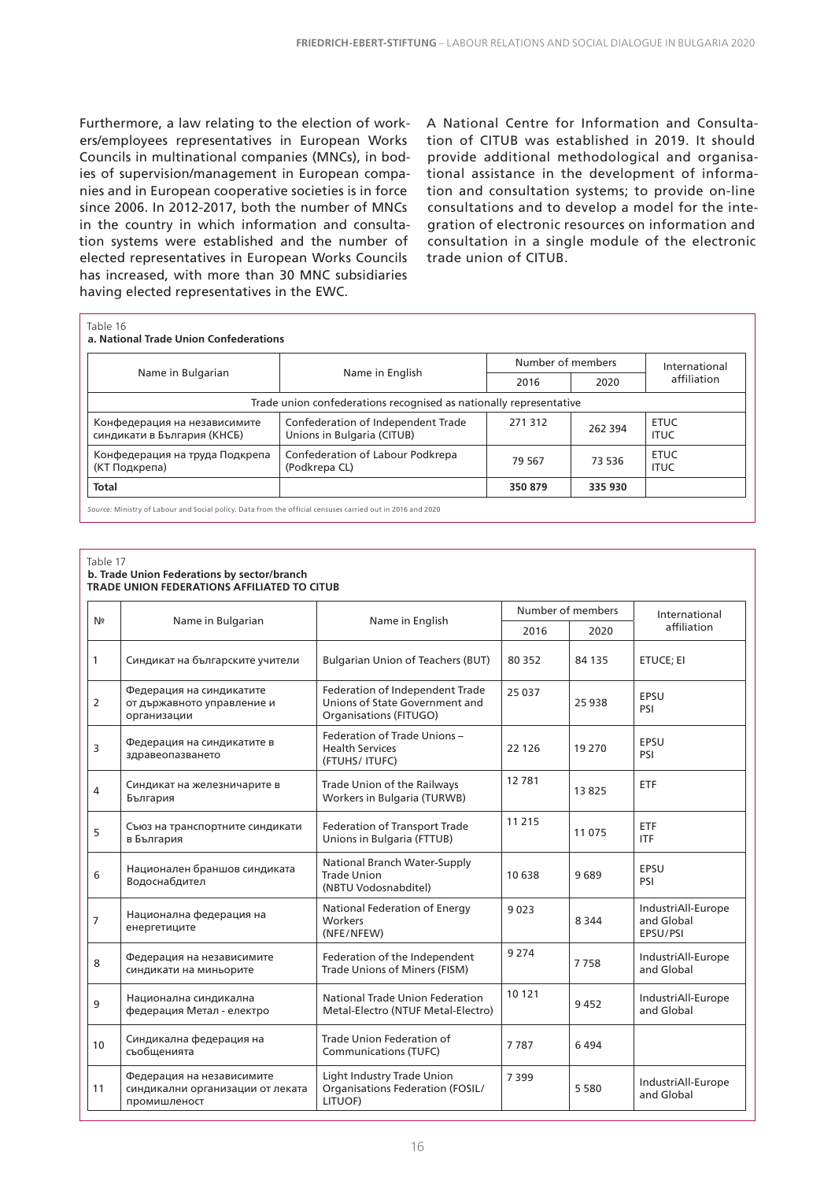Furthermore, a law relating to the election of workers/employees representatives in European Works Councils in multinational companies (MNCs), in bodies of supervision/management in European companies and in European cooperative societies is in force since 2006. In 2012-2017, both the number of MNCs in the country in which information and consultation systems were established and the number of elected representatives in European Works Councils has increased, with more than 30 MNC subsidiaries having elected representatives in the EWC.

A National Centre for Information and Consultation of CITUB was established in 2019. It should provide additional methodological and organisational assistance in the development of information and consultation systems; to provide on-line consultations and to develop a model for the integration of electronic resources on information and consultation in a single module of the electronic trade union of CITUB.

Table 16

**a. National Trade Union Confederations**

| Name in Bulgarian | Name in English | Number of members | | International affiliation |
|---|---|---|---|---|
| | | 2016 | 2020 | |
| Trade union confederations recognised as nationally representative | | | | |
| Конфедерация на независимите синдикати в България (КНСБ) | Confederation of Independent Trade Unions in Bulgaria (CITUB) | 271 312 | 262 394 | ETUC ITUC |
| Конфедерация на труда Подкрепа (КТ Подкрепа) | Confederation of Labour Podkrepa (Podkrepa CL) | 79 567 | 73 536 | ETUC ITUC |
| **Total** | | **350 879** | **335 930** | |

*Source:* Ministry of Labour and Social policy. Data from the official censuses carried out in 2016 and 2020

Table 17

**b. Trade Union Federations by sector/branch**
**TRADE UNION FEDERATIONS AFFILIATED TO CITUB**

| № | Name in Bulgarian | Name in English | Number of members | | International affiliation |
|---|---|---|---|---|---|
| | | | 2016 | 2020 | |
| 1 | Синдикат на българските учители | Bulgarian Union of Teachers (BUT) | 80 352 | 84 135 | ETUCE; EI |
| 2 | Федерация на синдикатите от държавното управление и организации | Federation of Independent Trade Unions of State Government and Organisations (FITUGO) | 25 037 | 25 938 | EPSU PSI |
| 3 | Федерация на синдикатите в здравеопазването | Federation of Trade Unions – Health Services (FTUHS/ ITUFC) | 22 126 | 19 270 | EPSU PSI |
| 4 | Синдикат на железничарите в България | Trade Union of the Railways Workers in Bulgaria (TURWB) | 12 781 | 13 825 | ETF |
| 5 | Съюз на транспортните синдикати в България | Federation of Transport Trade Unions in Bulgaria (FTTUB) | 11 215 | 11 075 | ETF ITF |
| 6 | Национален браншов синдиката Водоснабдител | National Branch Water-Supply Trade Union (NBTU Vodosnabditel) | 10 638 | 9 689 | EPSU PSI |
| 7 | Национална федерация на енергетиците | National Federation of Energy Workers (NFE/NFEW) | 9 023 | 8 344 | IndustriAll-Europe and Global EPSU/PSI |
| 8 | Федерация на независимите синдикати на миньорите | Federation of the Independent Trade Unions of Miners (FISM) | 9 274 | 7 758 | IndustriAll-Europe and Global |
| 9 | Национална синдикална федерация Метал - електро | National Trade Union Federation Metal-Electro (NTUF Metal-Electro) | 10 121 | 9 452 | IndustriAll-Europe and Global |
| 10 | Синдикална федерация на съобщенията | Trade Union Federation of Communications (TUFC) | 7 787 | 6 494 | |
| 11 | Федерация на независимите синдикални организации от леката промишленост | Light Industry Trade Union Organisations Federation (FOSIL/ LITUOF) | 7 399 | 5 580 | IndustriAll-Europe and Global |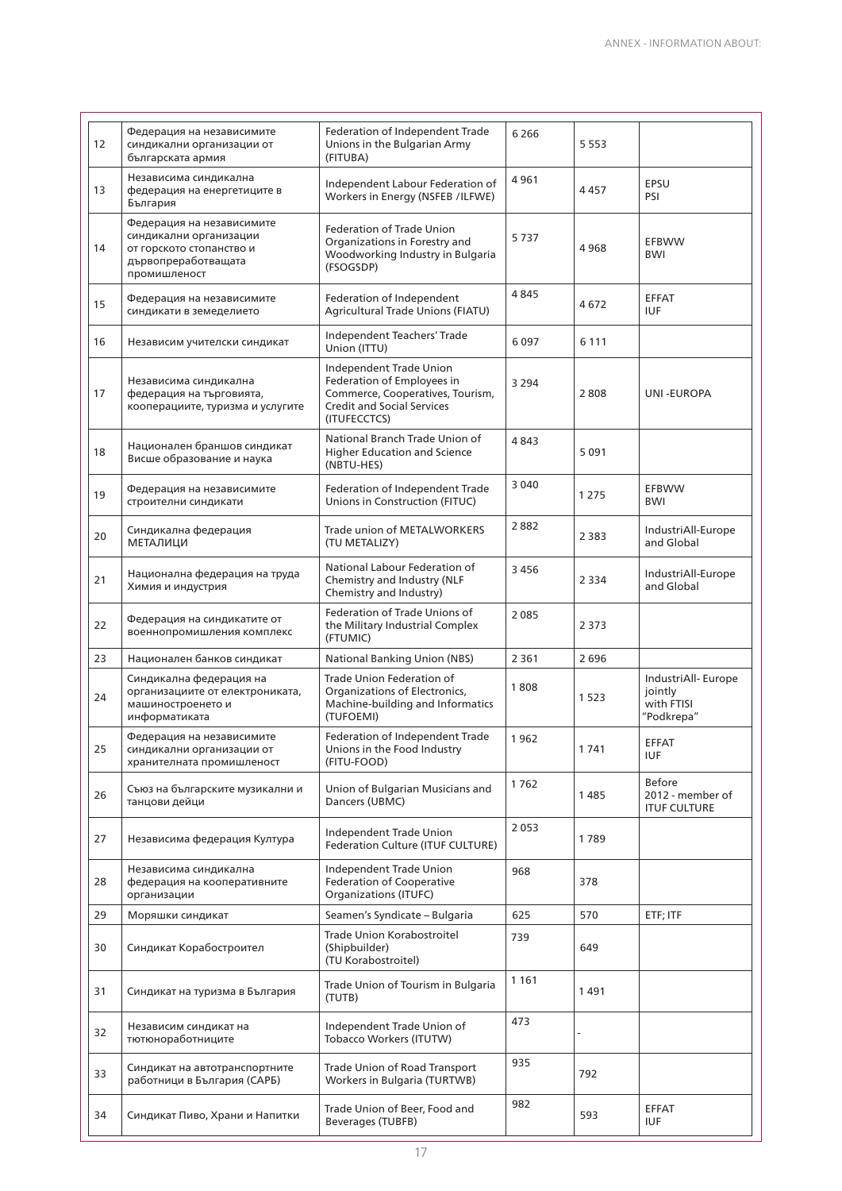| | | | | | |
|---|---|---|---|---|---|
| 12 | Федерация на независимите синдикални организации от българската армия | Federation of Independent Trade Unions in the Bulgarian Army (FITUBA) | 6 266 | 5 553 | |
| 13 | Независима синдикална федерация на енергетиците в България | Independent Labour Federation of Workers in Energy (NSFEB /ILFWE) | 4 961 | 4 457 | EPSU PSI |
| 14 | Федерация на независимите синдикални организации от горското стопанство и дървопреработващата промишленост | Federation of Trade Union Organizations in Forestry and Woodworking Industry in Bulgaria (FSOGSDP) | 5 737 | 4 968 | EFBWW BWI |
| 15 | Федерация на независимите синдикати в земеделието | Federation of Independent Agricultural Trade Unions (FIATU) | 4 845 | 4 672 | EFFAT IUF |
| 16 | Независим учителски синдикат | Independent Teachers' Trade Union (ITTU) | 6 097 | 6 111 | |
| 17 | Независима синдикална федерация на търговията, кооперациите, туризма и услугите | Independent Trade Union Federation of Employees in Commerce, Cooperatives, Tourism, Credit and Social Services (ITUFECCTCS) | 3 294 | 2 808 | UNI -EUROPA |
| 18 | Национален браншов синдикат Висше образование и наука | National Branch Trade Union of Higher Education and Science (NBTU-HES) | 4 843 | 5 091 | |
| 19 | Федерация на независимите строителни синдикати | Federation of Independent Trade Unions in Construction (FITUC) | 3 040 | 1 275 | EFBWW BWI |
| 20 | Синдикална федерация МЕТАЛИЦИ | Trade union of METALWORKERS (TU METALIZY) | 2 882 | 2 383 | IndustriAll-Europe and Global |
| 21 | Национална федерация на труда Химия и индустрия | National Labour Federation of Chemistry and Industry (NLF Chemistry and Industry) | 3 456 | 2 334 | IndustriAll-Europe and Global |
| 22 | Федерация на синдикатите от военнопромишления комплекс | Federation of Trade Unions of the Military Industrial Complex (FTUMIC) | 2 085 | 2 373 | |
| 23 | Национален банков синдикат | National Banking Union (NBS) | 2 361 | 2 696 | |
| 24 | Синдикална федерация на организациите от електрониката, машиностроенето и информатиката | Trade Union Federation of Organizations of Electronics, Machine-building and Informatics (TUFOEMI) | 1 808 | 1 523 | IndustriAll- Europe jointly with FTISI "Podkrepa" |
| 25 | Федерация на независимите синдикални организации от хранителната промишленост | Federation of Independent Trade Unions in the Food Industry (FITU-FOOD) | 1 962 | 1 741 | EFFAT IUF |
| 26 | Съюз на българските музикални и танцови дейци | Union of Bulgarian Musicians and Dancers (UBMC) | 1 762 | 1 485 | Before 2012 - member of ITUF CULTURE |
| 27 | Независима федерация Култура | Independent Trade Union Federation Culture (ITUF CULTURE) | 2 053 | 1 789 | |
| 28 | Независима синдикална федерация на кооперативните организации | Independent Trade Union Federation of Cooperative Organizations (ITUFC) | 968 | 378 | |
| 29 | Моряшки синдикат | Seamen's Syndicate – Bulgaria | 625 | 570 | ETF; ITF |
| 30 | Синдикат Корабостроител | Trade Union Korabostroitel (Shipbuilder) (TU Korabostroitel) | 739 | 649 | |
| 31 | Синдикат на туризма в България | Trade Union of Tourism in Bulgaria (TUTB) | 1 161 | 1 491 | |
| 32 | Независим синдикат на тютюноработниците | Independent Trade Union of Tobacco Workers (ITUTW) | 473 | - | |
| 33 | Синдикат на автотранспортните работници в България (САРБ) | Trade Union of Road Transport Workers in Bulgaria (TURTWB) | 935 | 792 | |
| 34 | Синдикат Пиво, Храни и Напитки | Trade Union of Beer, Food and Beverages (TUBFB) | 982 | 593 | EFFAT IUF |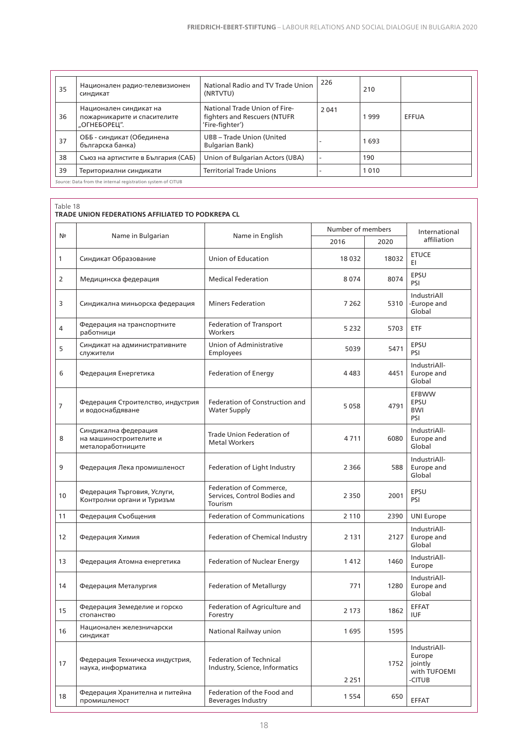| 35 | Национален радио-телевизионен синдикат | National Radio and TV Trade Union (NRTVTU) | 226 | 210 | |
|---|---|---|---|---|---|
| 36 | Национален синдикат на пожарникарите и спасителите „ОГНЕБОРЕЦ". | National Trade Union of Fire-fighters and Rescuers (NTUFR 'Fire-fighter') | 2 041 | 1 999 | EFFUA |
| 37 | ОББ - синдикат (Обединена българска банка) | UBB – Trade Union (United Bulgarian Bank) | - | 1 693 | |
| 38 | Съюз на артистите в България (САБ) | Union of Bulgarian Actors (UBA) | - | 190 | |
| 39 | Териториални синдикати | Territorial Trade Unions | - | 1 010 | |

*Source:* Data from the internal registration system of CITUB

Table 18

**TRADE UNION FEDERATIONS AFFILIATED TO PODKREPA CL**

| № | Name in Bulgarian | Name in English | Number of members | | International affiliation |
|---|---|---|---|---|---|
| | | | 2016 | 2020 | |
| 1 | Синдикат Образование | Union of Education | 18 032 | 18032 | ETUCE EI |
| 2 | Медицинска федерация | Medical Federation | 8 074 | 8074 | EPSU PSI |
| 3 | Синдикална миньорска федерация | Miners Federation | 7 262 | 5310 | IndustriAll -Europe and Global |
| 4 | Федерация на транспортните работници | Federation of Transport Workers | 5 232 | 5703 | ETF |
| 5 | Синдикат на административните служители | Union of Administrative Employees | 5039 | 5471 | EPSU PSI |
| 6 | Федерация Енергетика | Federation of Energy | 4 483 | 4451 | IndustriAll-Europe and Global |
| 7 | Федерация Строителство, индустрия и водоснабдяване | Federation of Construction and Water Supply | 5 058 | 4791 | EFBWW EPSU BWI PSI |
| 8 | Синдикална федерация на машиностроителите и металоработниците | Trade Union Federation of Metal Workers | 4 711 | 6080 | IndustriAll-Europe and Global |
| 9 | Федерация Лека промишленост | Federation of Light Industry | 2 366 | 588 | IndustriAll-Europe and Global |
| 10 | Федерация Търговия, Услуги, Контролни органи и Туризъм | Federation of Commerce, Services, Control Bodies and Tourism | 2 350 | 2001 | EPSU PSI |
| 11 | Федерация Съобщения | Federation of Communications | 2 110 | 2390 | UNI Europe |
| 12 | Федерация Химия | Federation of Chemical Industry | 2 131 | 2127 | IndustriAll-Europe and Global |
| 13 | Федерация Атомна енергетика | Federation of Nuclear Energy | 1 412 | 1460 | IndustriAll-Europe |
| 14 | Федерация Металургия | Federation of Metallurgy | 771 | 1280 | IndustriAll-Europe and Global |
| 15 | Федерация Земеделие и горско стопанство | Federation of Agriculture and Forestry | 2 173 | 1862 | EFFAT IUF |
| 16 | Национален железничарски синдикат | National Railway union | 1 695 | 1595 | |
| 17 | Федерация Техническа индустрия, наука, информатика | Federation of Technical Industry, Science, Informatics | 2 251 | 1752 | IndustriAll-Europe jointly with TUFOEMI -CITUB |
| 18 | Федерация Хранителна и питейна промишленост | Federation of the Food and Beverages Industry | 1 554 | 650 | EFFAT |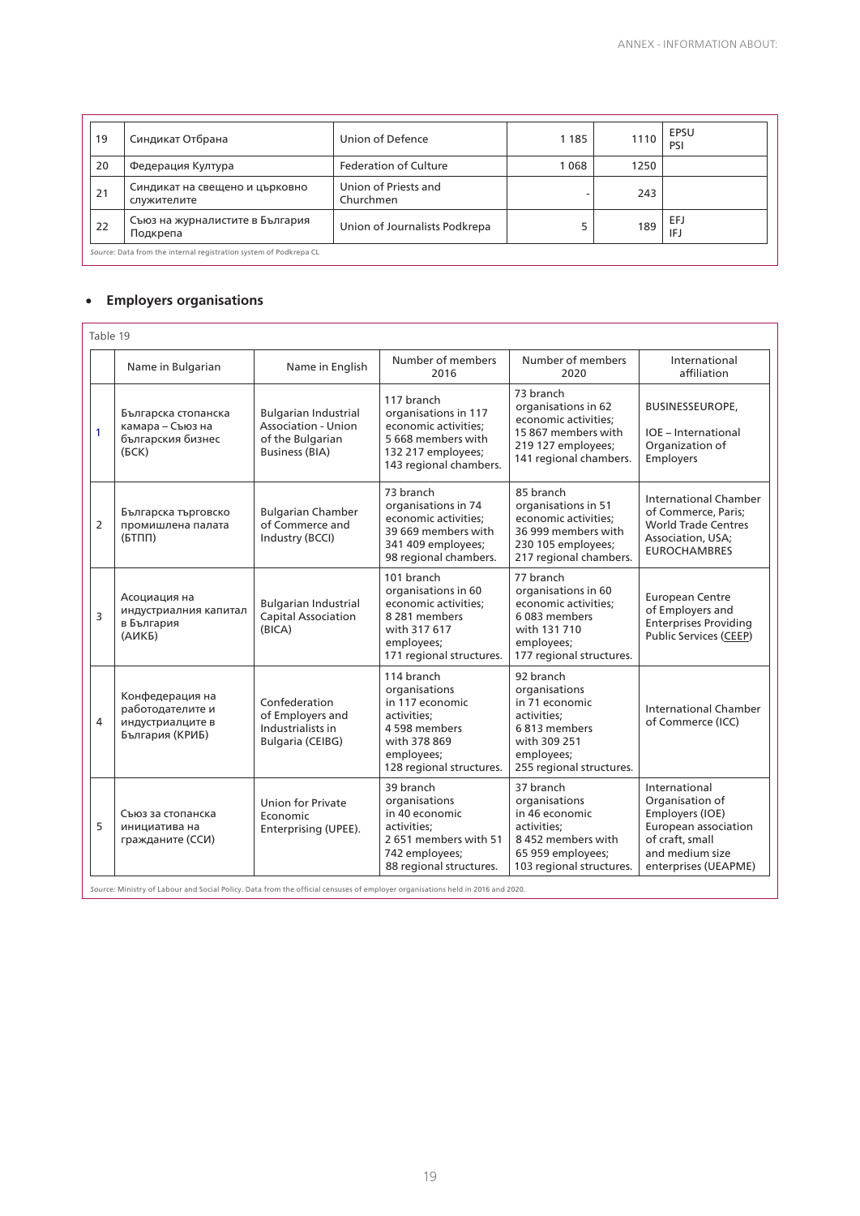| 19 | Синдикат Отбрана | Union of Defence | 1 185 | 1110 | EPSU<br>PSI |
|---|---|---|---|---|---|
| 20 | Федерация Култура | Federation of Culture | 1 068 | 1250 | |
| 21 | Синдикат на свещено и църковно служителите | Union of Priests and Churchmen | - | 243 | |
| 22 | Съюз на журналистите в България Подкрепа | Union of Journalists Podkrepa | 5 | 189 | EFJ<br>IFJ |

*Source:* Data from the internal registration system of Podkrepa CL

- **Employers organisations**

Table 19

| | Name in Bulgarian | Name in English | Number of members 2016 | Number of members 2020 | International affiliation |
|---|---|---|---|---|---|
| 1 | Българска стопанска камара – Съюз на българския бизнес (БСК) | Bulgarian Industrial Association - Union of the Bulgarian Business (BIA) | 117 branch organisations in 117 economic activities; 5 668 members with 132 217 employees; 143 regional chambers. | 73 branch organisations in 62 economic activities; 15 867 members with 219 127 employees; 141 regional chambers. | BUSINESSEUROPE,<br><br>IOE – International Organization of Employers |
| 2 | Българска търговско промишлена палата (БТПП) | Bulgarian Chamber of Commerce and Industry (BCCI) | 73 branch organisations in 74 economic activities; 39 669 members with 341 409 employees; 98 regional chambers. | 85 branch organisations in 51 economic activities; 36 999 members with 230 105 employees; 217 regional chambers. | International Chamber of Commerce, Paris; World Trade Centres Association, USA; EUROCHAMBRES |
| 3 | Асоциация на индустриалния капитал в България (АИКБ) | Bulgarian Industrial Capital Association (BICA) | 101 branch organisations in 60 economic activities; 8 281 members with 317 617 employees; 171 regional structures. | 77 branch organisations in 60 economic activities; 6 083 members with 131 710 employees; 177 regional structures. | European Centre of Employers and Enterprises Providing Public Services (CEEP) |
| 4 | Конфедерация на работодателите и индустриалците в България (КРИБ) | Confederation of Employers and Industrialists in Bulgaria (CEIBG) | 114 branch organisations in 117 economic activities; 4 598 members with 378 869 employees; 128 regional structures. | 92 branch organisations in 71 economic activities; 6 813 members with 309 251 employees; 255 regional structures. | International Chamber of Commerce (ICC) |
| 5 | Съюз за стопанска инициатива на гражданите (ССИ) | Union for Private Economic Enterprising (UPEE). | 39 branch organisations in 40 economic activities; 2 651 members with 51 742 employees; 88 regional structures. | 37 branch organisations in 46 economic activities; 8 452 members with 65 959 employees; 103 regional structures. | International Organisation of Employers (IOE) European association of craft, small and medium size enterprises (UEAPME) |

*Source:* Ministry of Labour and Social Policy. Data from the official censuses of employer organisations held in 2016 and 2020.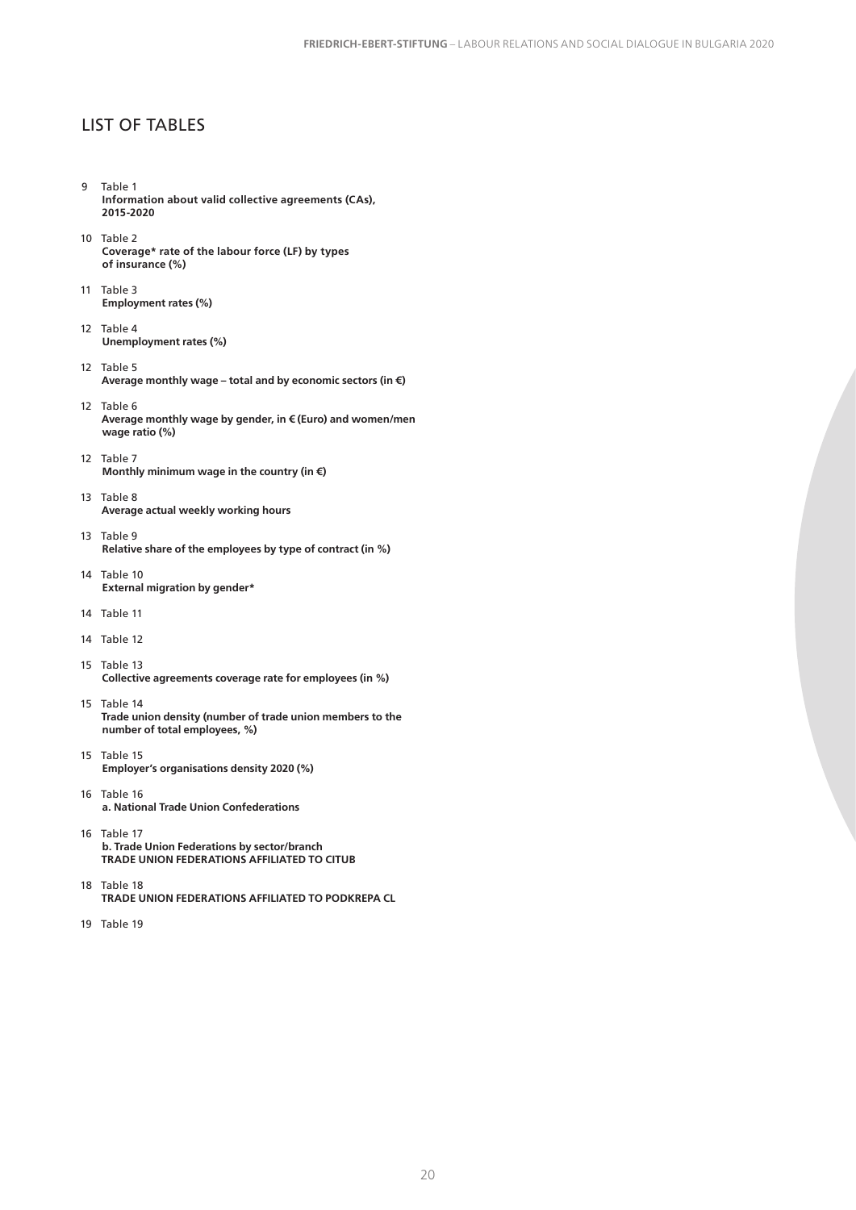## LIST OF TABLES

9 Table 1
**Information about valid collective agreements (CAs), 2015-2020**

10 Table 2
**Coverage* rate of the labour force (LF) by types of insurance (%)**

11 Table 3
**Employment rates (%)**

12 Table 4
**Unemployment rates (%)**

12 Table 5
**Average monthly wage – total and by economic sectors (in €)**

12 Table 6
**Average monthly wage by gender, in € (Euro) and women/men wage ratio (%)**

12 Table 7
**Monthly minimum wage in the country (in €)**

13 Table 8
**Average actual weekly working hours**

13 Table 9
**Relative share of the employees by type of contract (in %)**

14 Table 10
**External migration by gender***

14 Table 11

14 Table 12

15 Table 13
**Collective agreements coverage rate for employees (in %)**

15 Table 14
**Trade union density (number of trade union members to the number of total employees, %)**

15 Table 15
**Employer's organisations density 2020 (%)**

16 Table 16
**a. National Trade Union Confederations**

16 Table 17
**b. Trade Union Federations by sector/branch**
**TRADE UNION FEDERATIONS AFFILIATED TO CITUB**

18 Table 18
**TRADE UNION FEDERATIONS AFFILIATED TO PODKREPA CL**

19 Table 19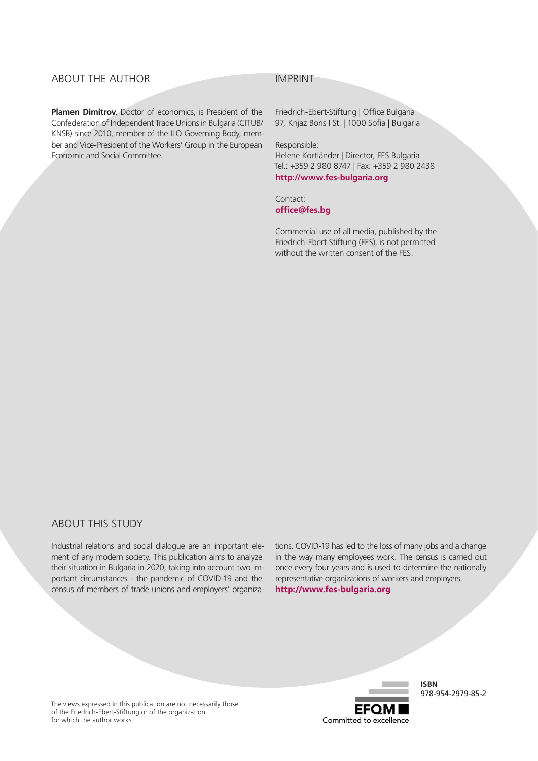## ABOUT THE AUTHOR

**Plamen Dimitrov**, Doctor of economics, is President of the Confederation of Independent Trade Unions in Bulgaria (CITUB/KNSB) since 2010, member of the ILO Governing Body, member and Vice-President of the Workers' Group in the European Economic and Social Committee.

## IMPRINT

Friedrich-Ebert-Stiftung | Office Bulgaria
97, Knjaz Boris I St. | 1000 Sofia | Bulgaria

Responsible:
Helene Kortländer | Director, FES Bulgaria
Tel.: +359 2 980 8747 | Fax: +359 2 980 2438
**http://www.fes-bulgaria.org**

Contact:
**office@fes.bg**

Commercial use of all media, published by the Friedrich-Ebert-Stiftung (FES), is not permitted without the written consent of the FES.

## ABOUT THIS STUDY

Industrial relations and social dialogue are an important element of any modern society. This publication aims to analyze their situation in Bulgaria in 2020, taking into account two important circumstances - the pandemic of COVID-19 and the census of members of trade unions and employers' organizations. COVID-19 has led to the loss of many jobs and a change in the way many employees work. The census is carried out once every four years and is used to determine the nationally representative organizations of workers and employers.
**http://www.fes-bulgaria.org**

The views expressed in this publication are not necessarily those of the Friedrich-Ebert-Stiftung or of the organization for which the author works.

EFQM Committed to excellence

**ISBN**
978-954-2979-85-2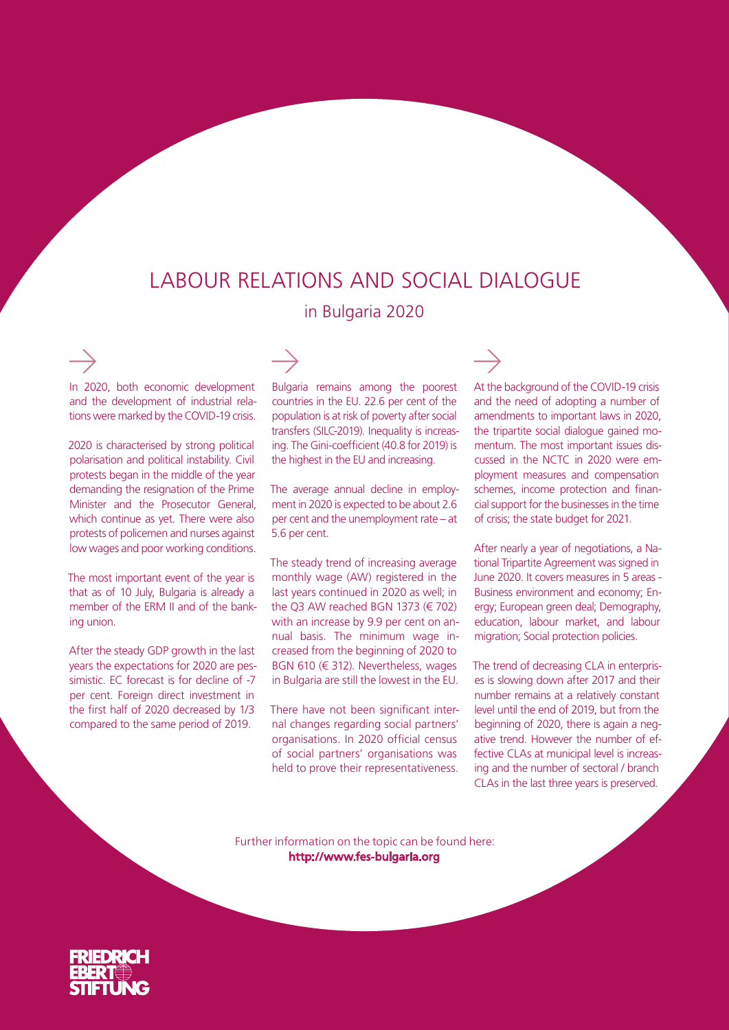# LABOUR RELATIONS AND SOCIAL DIALOGUE

## in Bulgaria 2020

→

In 2020, both economic development and the development of industrial relations were marked by the COVID-19 crisis.

2020 is characterised by strong political polarisation and political instability. Civil protests began in the middle of the year demanding the resignation of the Prime Minister and the Prosecutor General, which continue as yet. There were also protests of policemen and nurses against low wages and poor working conditions.

The most important event of the year is that as of 10 July, Bulgaria is already a member of the ERM II and of the banking union.

After the steady GDP growth in the last years the expectations for 2020 are pessimistic. EC forecast is for decline of -7 per cent. Foreign direct investment in the first half of 2020 decreased by 1/3 compared to the same period of 2019.

→

Bulgaria remains among the poorest countries in the EU. 22.6 per cent of the population is at risk of poverty after social transfers (SILC-2019). Inequality is increasing. The Gini-coefficient (40.8 for 2019) is the highest in the EU and increasing.

The average annual decline in employment in 2020 is expected to be about 2.6 per cent and the unemployment rate – at 5.6 per cent.

The steady trend of increasing average monthly wage (AW) registered in the last years continued in 2020 as well; in the Q3 AW reached BGN 1373 (€ 702) with an increase by 9.9 per cent on annual basis. The minimum wage increased from the beginning of 2020 to BGN 610 (€ 312). Nevertheless, wages in Bulgaria are still the lowest in the EU.

There have not been significant internal changes regarding social partners' organisations. In 2020 official census of social partners' organisations was held to prove their representativeness.

→

At the background of the COVID-19 crisis and the need of adopting a number of amendments to important laws in 2020, the tripartite social dialogue gained momentum. The most important issues discussed in the NCTC in 2020 were employment measures and compensation schemes, income protection and financial support for the businesses in the time of crisis; the state budget for 2021.

After nearly a year of negotiations, a National Tripartite Agreement was signed in June 2020. It covers measures in 5 areas - Business environment and economy; Energy; European green deal; Demography, education, labour market, and labour migration; Social protection policies.

The trend of decreasing CLA in enterprises is slowing down after 2017 and their number remains at a relatively constant level until the end of 2019, but from the beginning of 2020, there is again a negative trend. However the number of effective CLAs at municipal level is increasing and the number of sectoral / branch CLAs in the last three years is preserved.

Further information on the topic can be found here:
**http://www.fes-bulgaria.org**

FRIEDRICH EBERT STIFTUNG